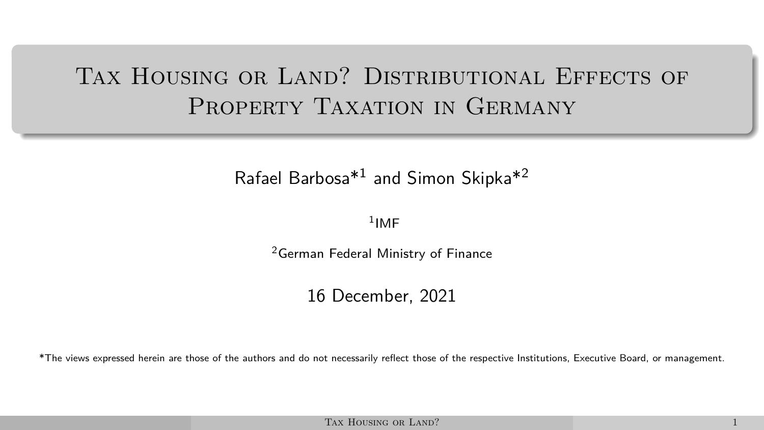# Tax Housing or Land? Distributional Effects of Property Taxation in Germany

Rafael Barbosa*[1] and Simon Skipka*[2]

[1]IMF

[2]German Federal Ministry of Finance

16 December, 2021

*The views expressed herein are those of the authors and do not necessarily reflect those of the respective Institutions, Executive Board, or management.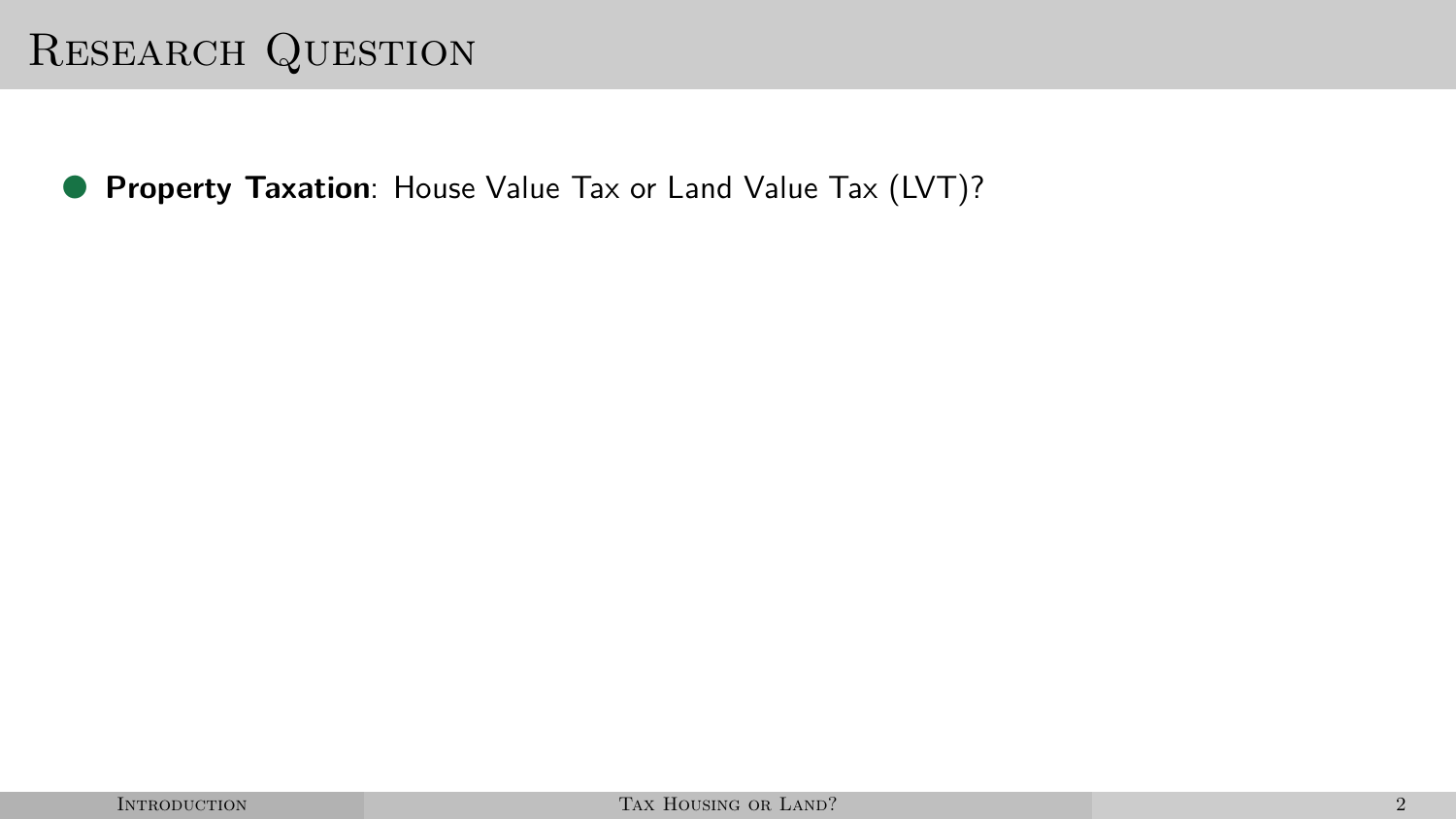# Research Question

- **Property Taxation**: House Value Tax or Land Value Tax (LVT)?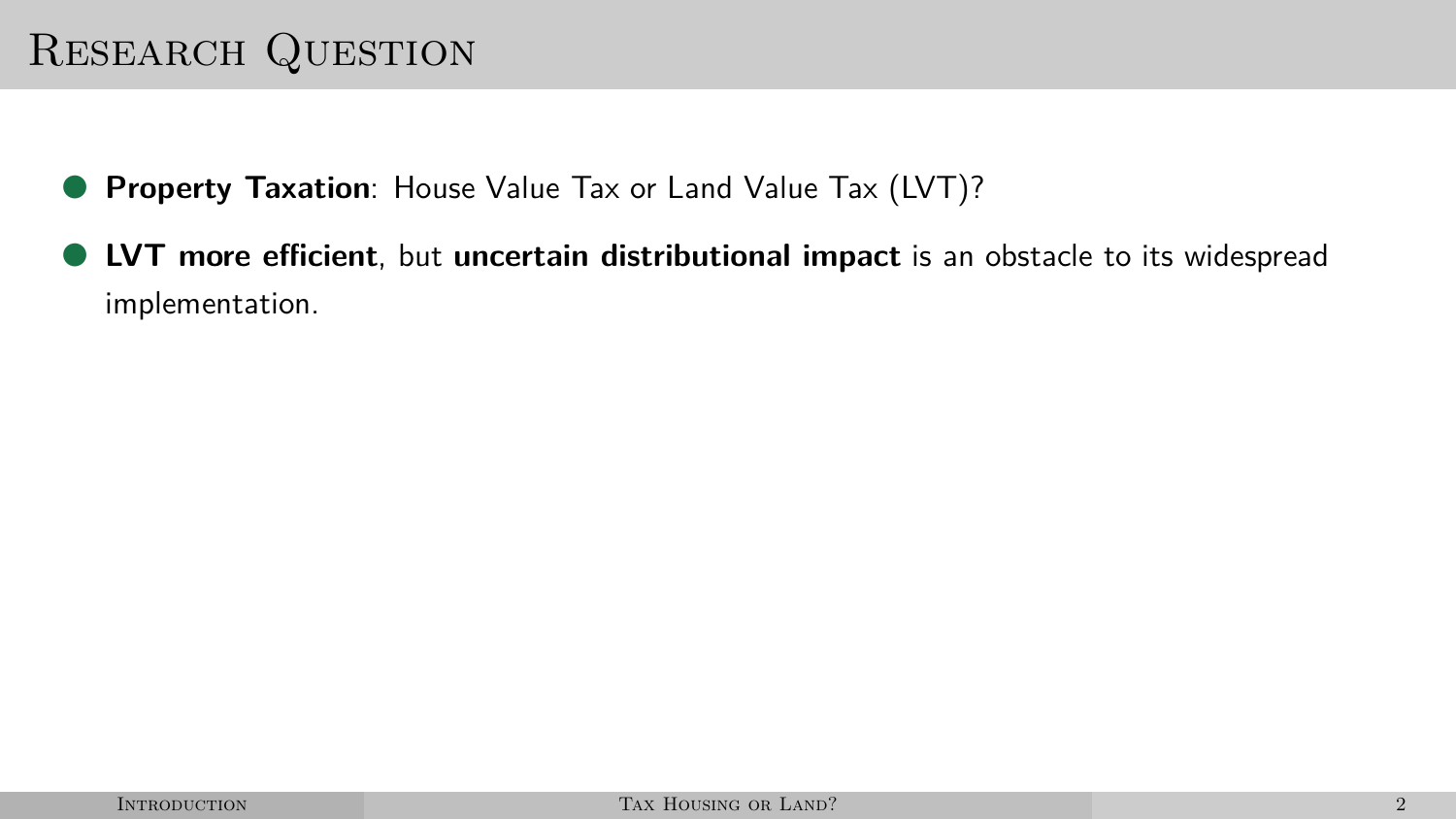# Research Question

- **Property Taxation**: House Value Tax or Land Value Tax (LVT)?
- **LVT more efficient**, but **uncertain distributional impact** is an obstacle to its widespread implementation.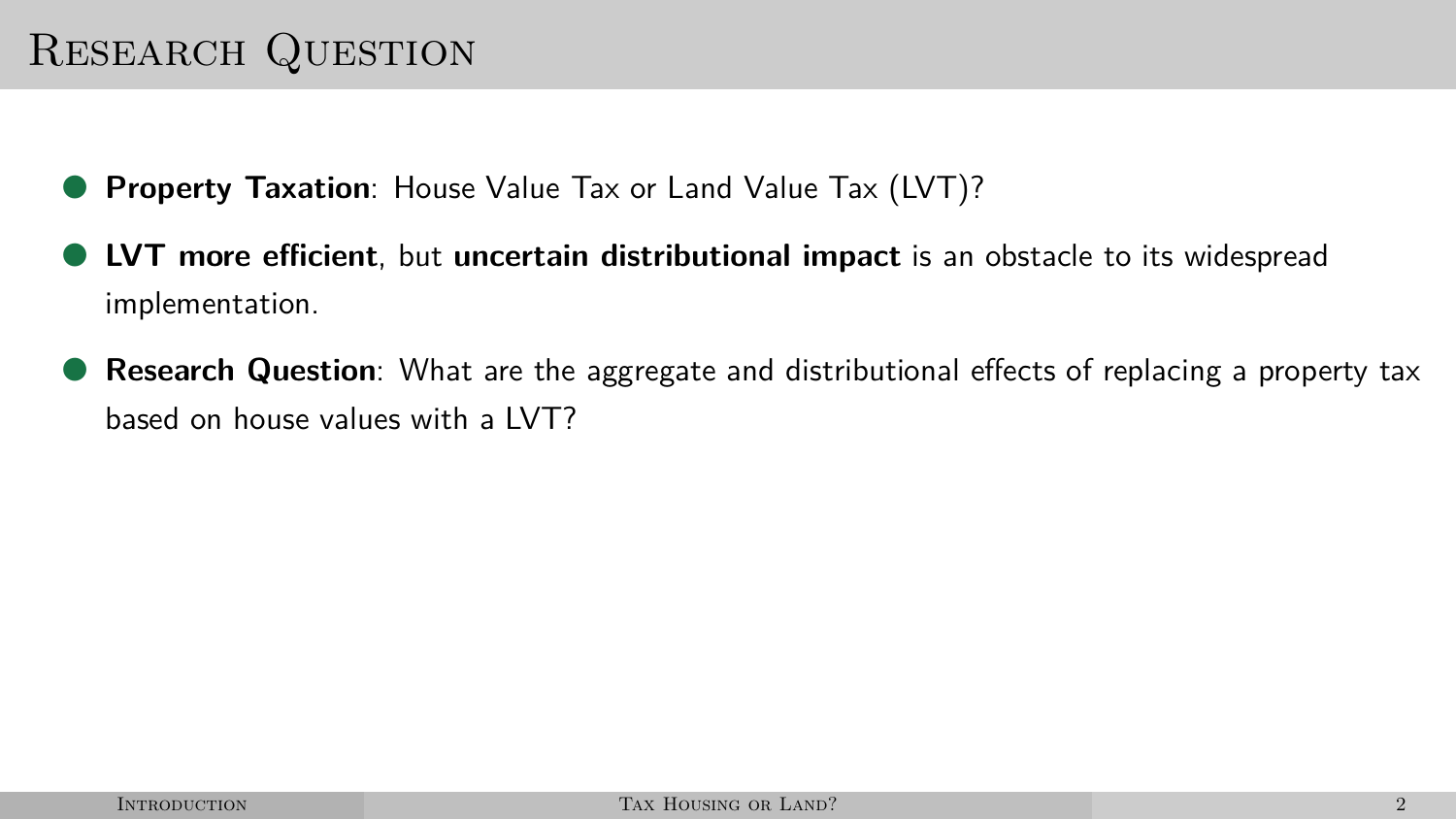# Research Question

- **Property Taxation**: House Value Tax or Land Value Tax (LVT)?
- **LVT more efficient**, but **uncertain distributional impact** is an obstacle to its widespread implementation.
- **Research Question**: What are the aggregate and distributional effects of replacing a property tax based on house values with a LVT?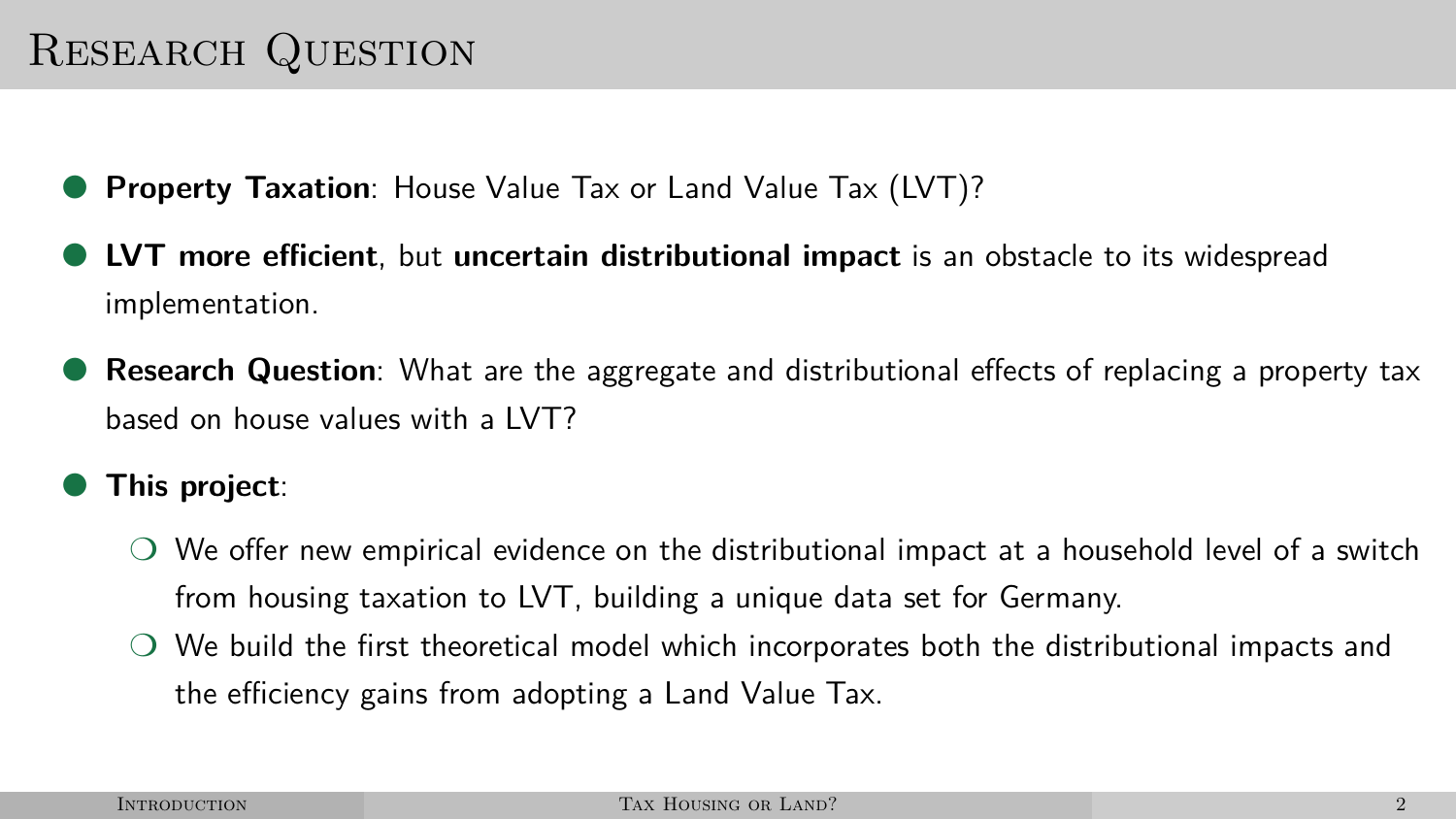# Research Question

- **Property Taxation**: House Value Tax or Land Value Tax (LVT)?
- **LVT more efficient**, but **uncertain distributional impact** is an obstacle to its widespread implementation.
- **Research Question**: What are the aggregate and distributional effects of replacing a property tax based on house values with a LVT?
- **This project**:
  - We offer new empirical evidence on the distributional impact at a household level of a switch from housing taxation to LVT, building a unique data set for Germany.
  - We build the first theoretical model which incorporates both the distributional impacts and the efficiency gains from adopting a Land Value Tax.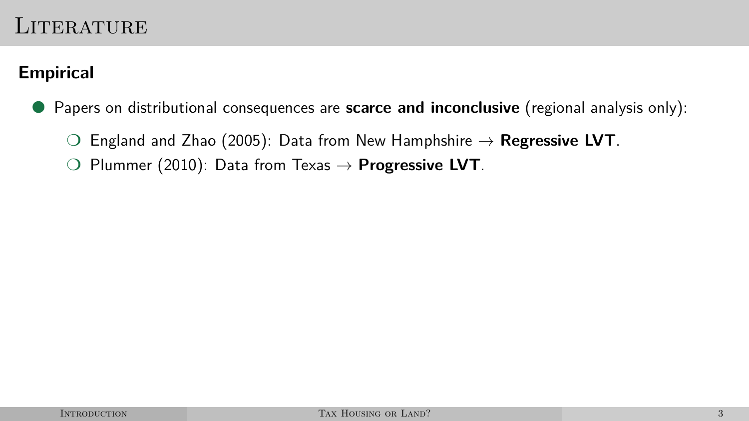# Literature

**Empirical**

- Papers on distributional consequences are **scarce and inconclusive** (regional analysis only):
  - England and Zhao (2005): Data from New Hamphshire → **Regressive LVT**.
  - Plummer (2010): Data from Texas → **Progressive LVT**.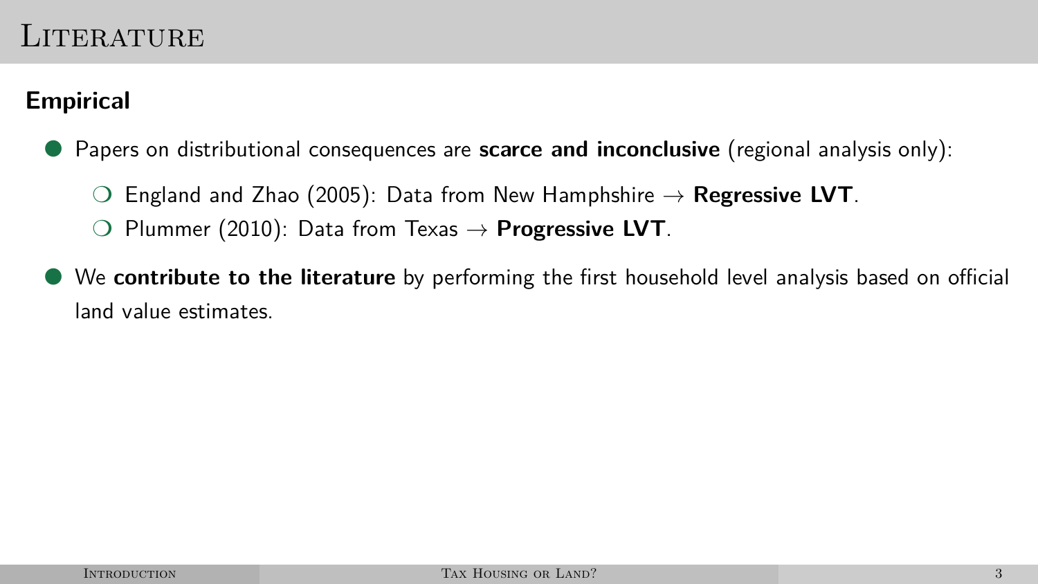# Literature

**Empirical**

- Papers on distributional consequences are **scarce and inconclusive** (regional analysis only):
  - England and Zhao (2005): Data from New Hamphshire → **Regressive LVT**.
  - Plummer (2010): Data from Texas → **Progressive LVT**.
- We **contribute to the literature** by performing the first household level analysis based on official land value estimates.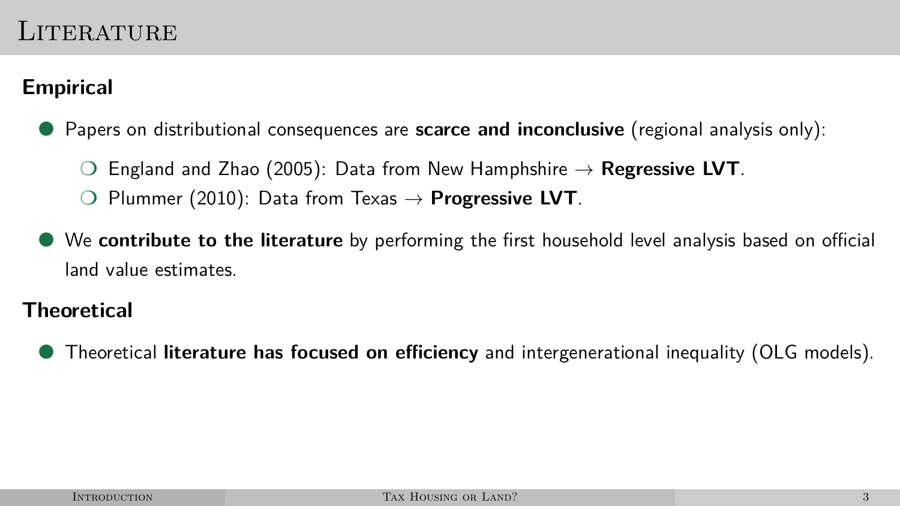# Literature

## Empirical

- Papers on distributional consequences are **scarce and inconclusive** (regional analysis only):
  - England and Zhao (2005): Data from New Hamphshire → **Regressive LVT**.
  - Plummer (2010): Data from Texas → **Progressive LVT**.
- We **contribute to the literature** by performing the first household level analysis based on official land value estimates.

## Theoretical

- Theoretical **literature has focused on efficiency** and intergenerational inequality (OLG models).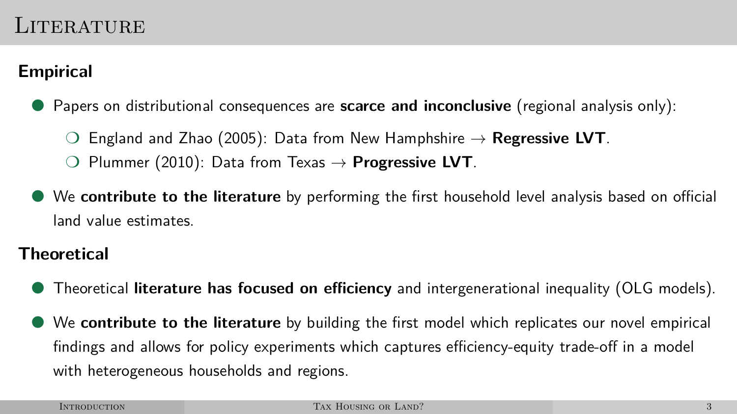# Literature

## Empirical

- Papers on distributional consequences are **scarce and inconclusive** (regional analysis only):
  - England and Zhao (2005): Data from New Hamphshire $\rightarrow$ **Regressive LVT**.
  - Plummer (2010): Data from Texas $\rightarrow$ **Progressive LVT**.
- We **contribute to the literature** by performing the first household level analysis based on official land value estimates.

## Theoretical

- Theoretical **literature has focused on efficiency** and intergenerational inequality (OLG models).
- We **contribute to the literature** by building the first model which replicates our novel empirical findings and allows for policy experiments which captures efficiency-equity trade-off in a model with heterogeneous households and regions.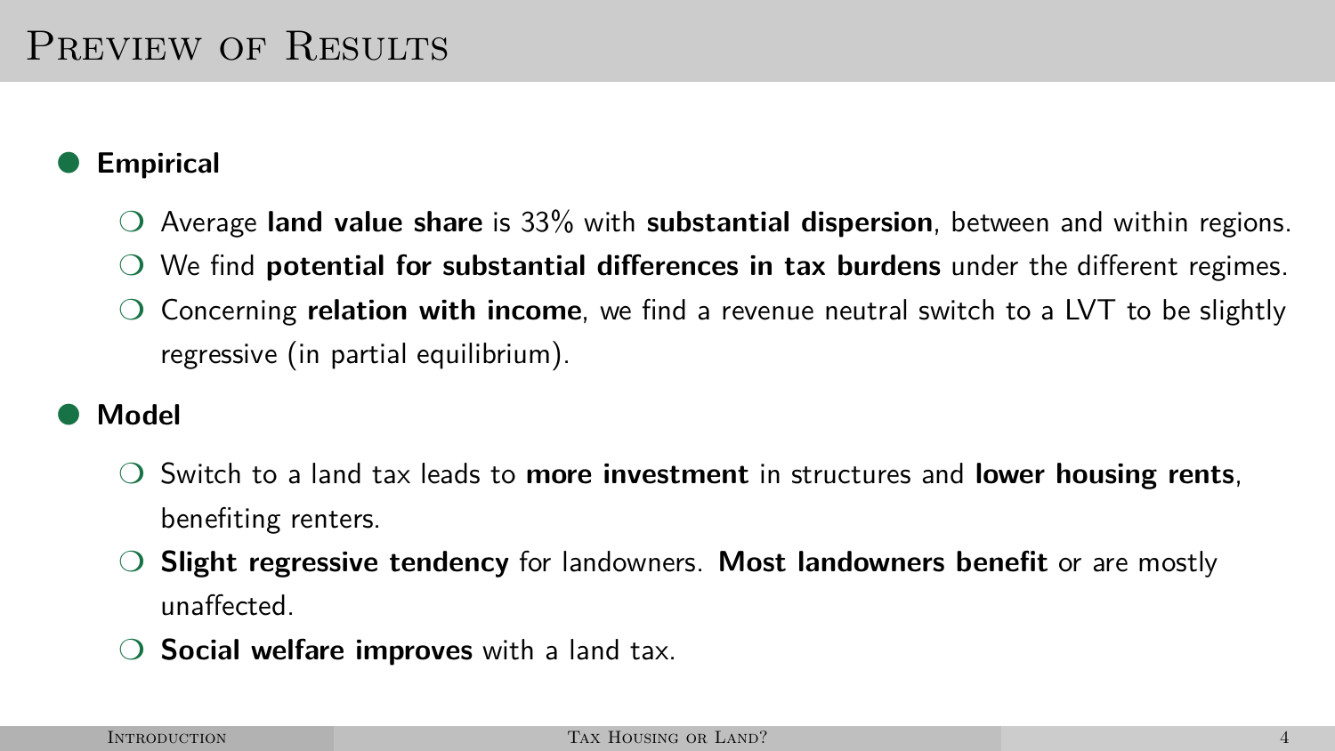# Preview of Results

- **Empirical**
  - Average **land value share** is 33% with **substantial dispersion**, between and within regions.
  - We find **potential for substantial differences in tax burdens** under the different regimes.
  - Concerning **relation with income**, we find a revenue neutral switch to a LVT to be slightly regressive (in partial equilibrium).
- **Model**
  - Switch to a land tax leads to **more investment** in structures and **lower housing rents**, benefiting renters.
  - **Slight regressive tendency** for landowners. **Most landowners benefit** or are mostly unaffected.
  - **Social welfare improves** with a land tax.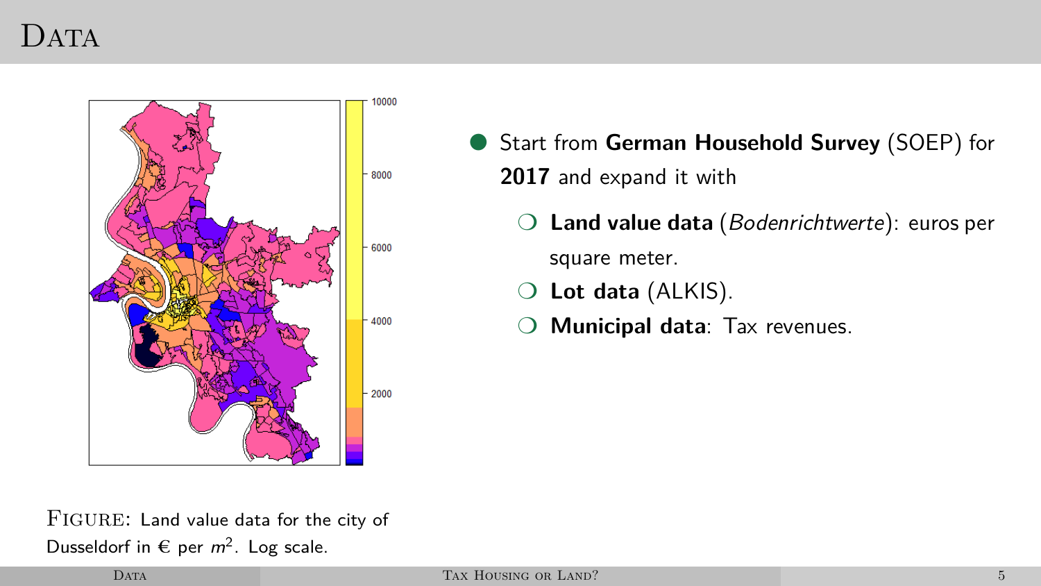# Data

- Start from **German Household Survey** (SOEP) for **2017** and expand it with
  - **Land value data** (*Bodenrichtwerte*): euros per square meter.
  - **Lot data** (ALKIS).
  - **Municipal data**: Tax revenues.

Figure: Land value data for the city of Dusseldorf in € per $m^2$. Log scale.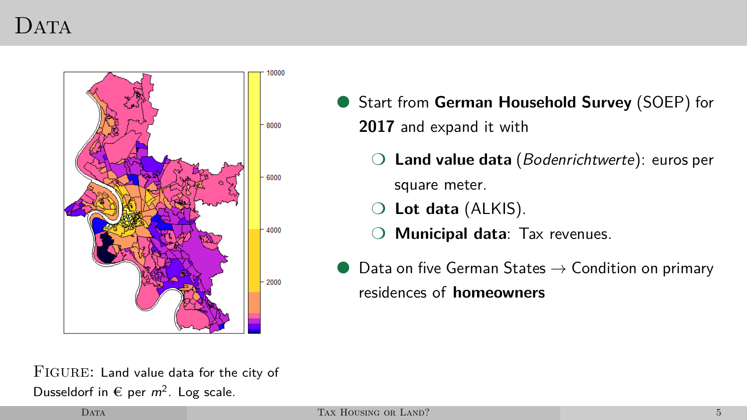# Data

- Start from **German Household Survey** (SOEP) for **2017** and expand it with
  - **Land value data** (*Bodenrichtwerte*): euros per square meter.
  - **Lot data** (ALKIS).
  - **Municipal data**: Tax revenues.
- Data on five German States → Condition on primary residences of **homeowners**

FIGURE: Land value data for the city of Dusseldorf in € per $m^2$. Log scale.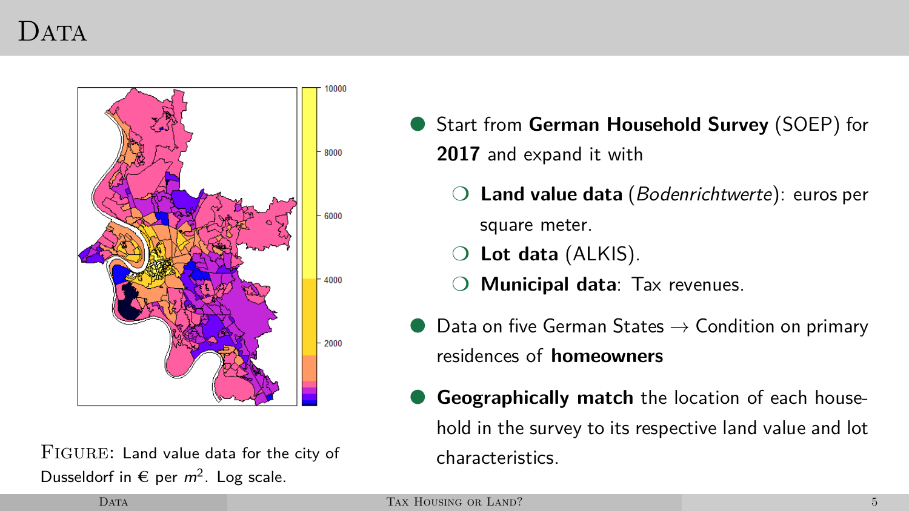# Data

FIGURE: Land value data for the city of Dusseldorf in € per $m^2$. Log scale.

- Start from **German Household Survey** (SOEP) for **2017** and expand it with
  - **Land value data** (*Bodenrichtwerte*): euros per square meter.
  - **Lot data** (ALKIS).
  - **Municipal data**: Tax revenues.
- Data on five German States → Condition on primary residences of **homeowners**
- **Geographically match** the location of each household in the survey to its respective land value and lot characteristics.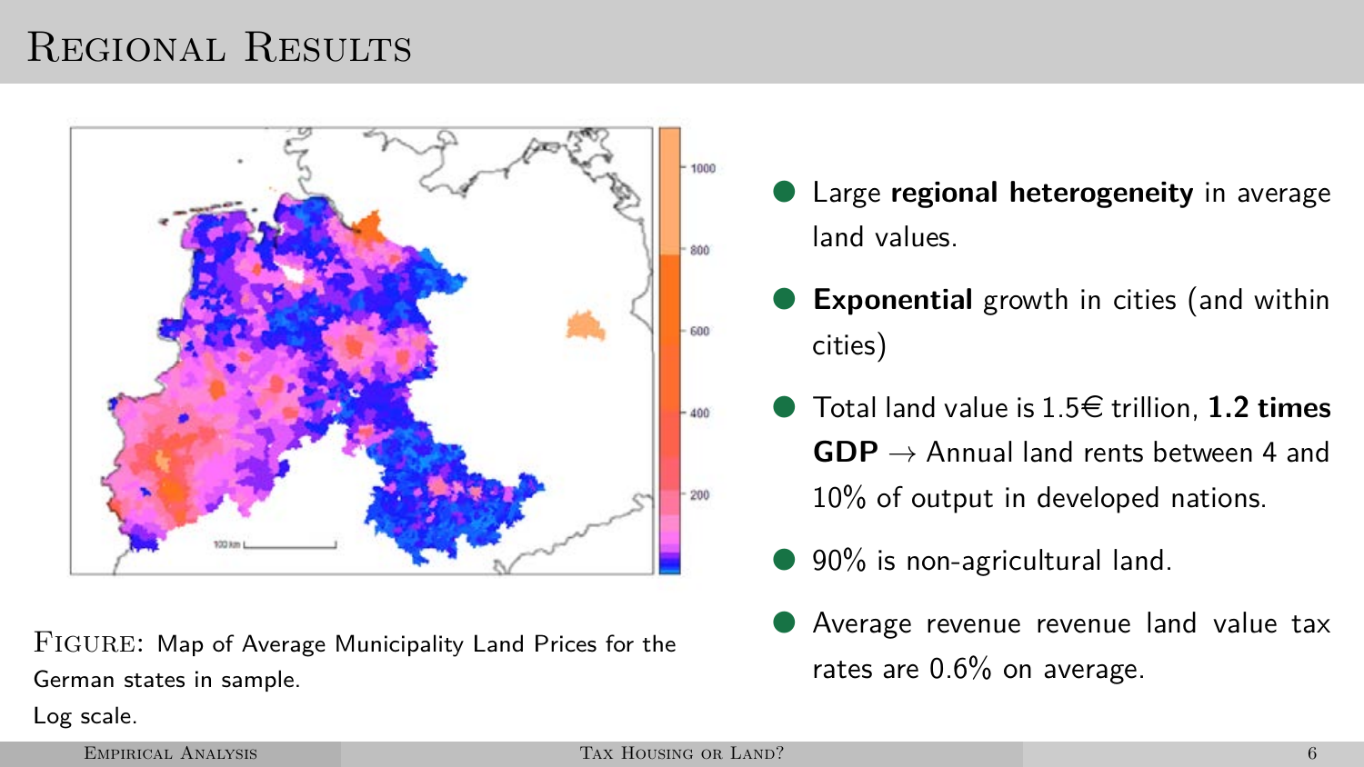# Regional Results

Figure: Map of Average Municipality Land Prices for the German states in sample.
Log scale.

- Large **regional heterogeneity** in average land values.
- **Exponential** growth in cities (and within cities)
- Total land value is 1.5€ trillion, **1.2 times GDP** → Annual land rents between 4 and 10% of output in developed nations.
- 90% is non-agricultural land.
- Average revenue revenue land value tax rates are 0.6% on average.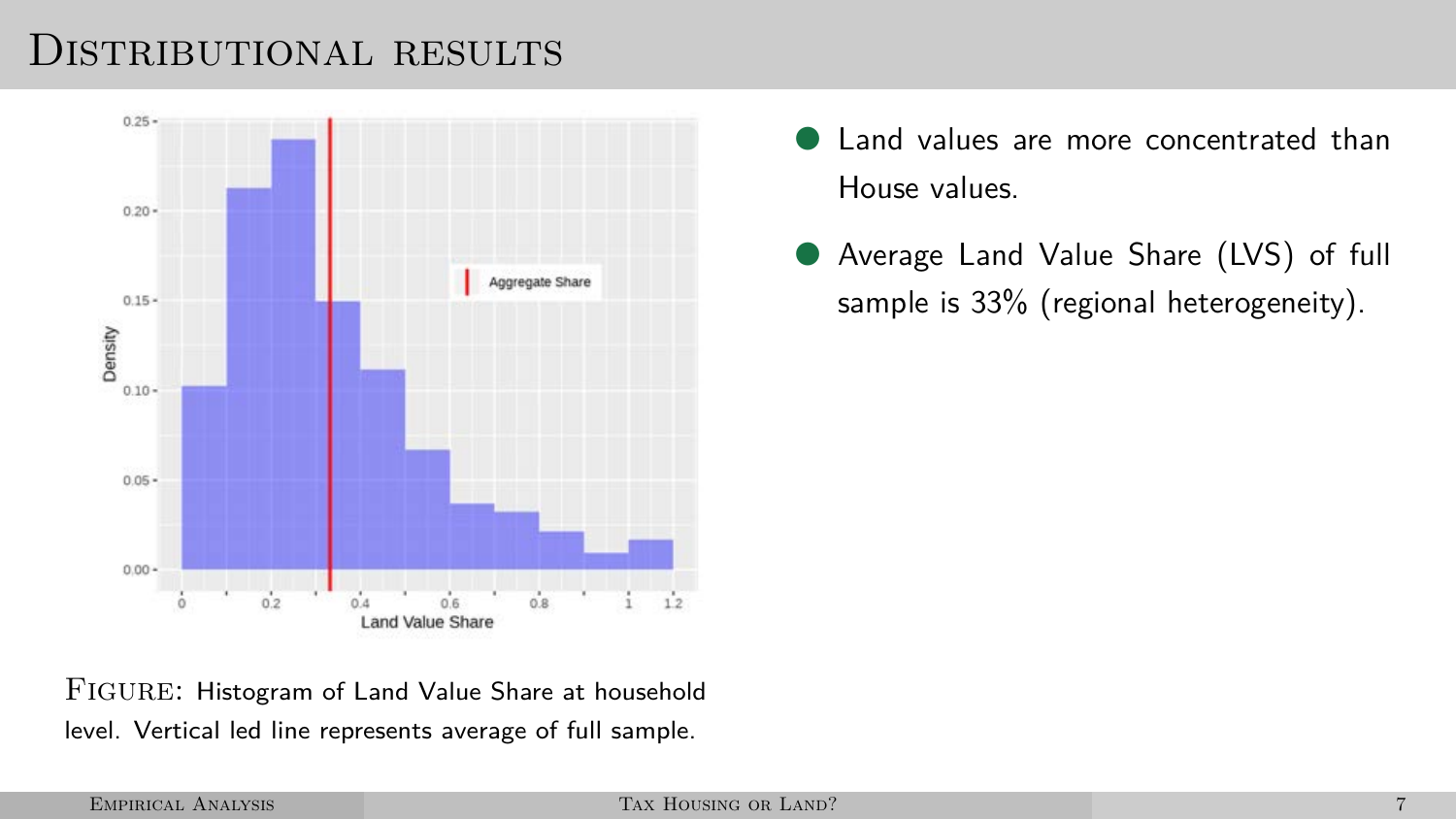# Distributional results

- Land values are more concentrated than House values.
- Average Land Value Share (LVS) of full sample is 33% (regional heterogeneity).

Figure: Histogram of Land Value Share at household level. Vertical led line represents average of full sample.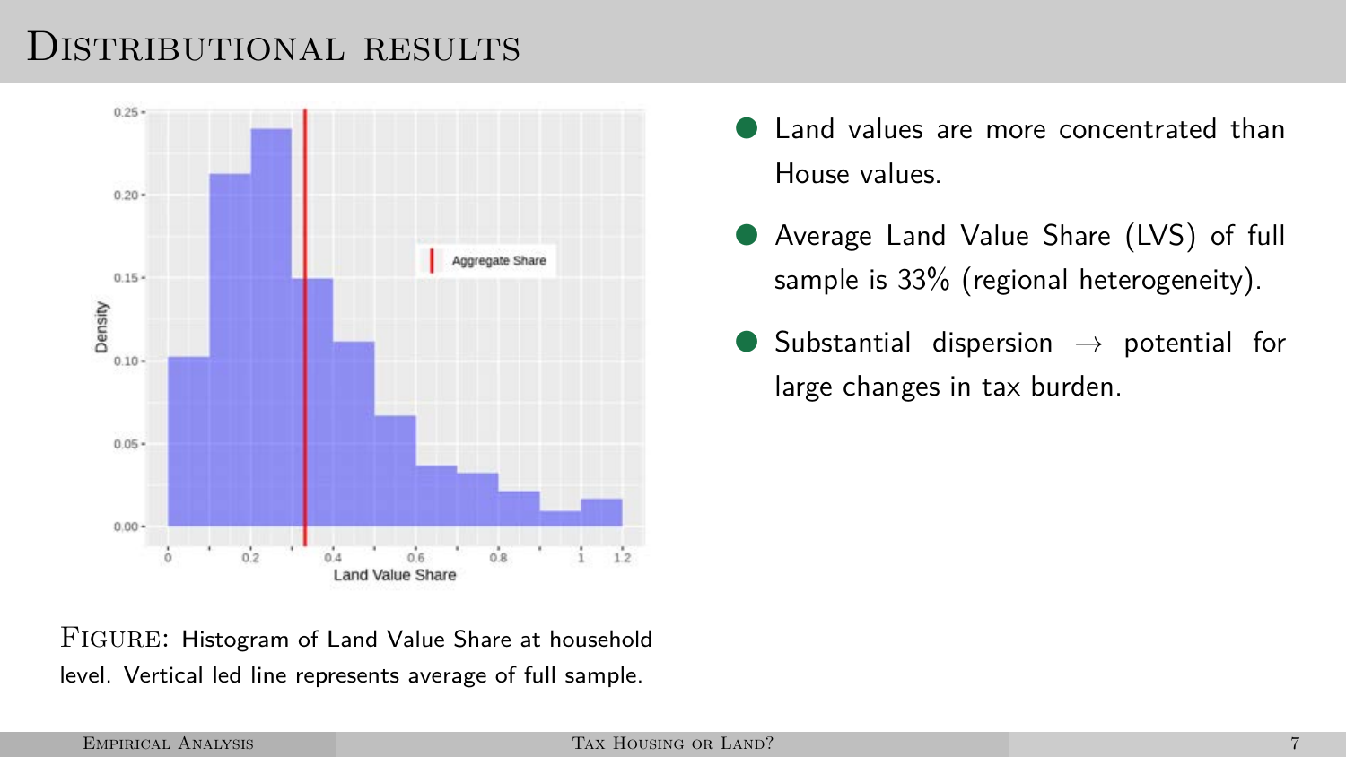# Distributional results

- Land values are more concentrated than House values.
- Average Land Value Share (LVS) of full sample is 33% (regional heterogeneity).
- Substantial dispersion → potential for large changes in tax burden.

FIGURE: Histogram of Land Value Share at household level. Vertical led line represents average of full sample.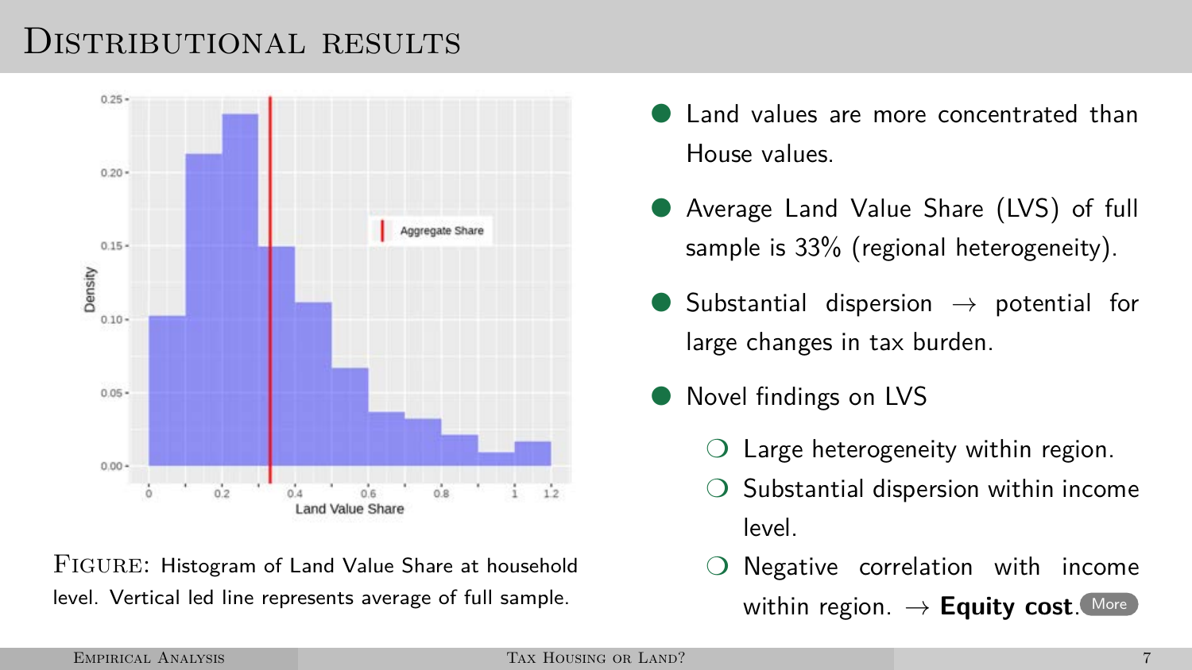# Distributional results

Figure: Histogram of Land Value Share at household level. Vertical led line represents average of full sample.

- Land values are more concentrated than House values.
- Average Land Value Share (LVS) of full sample is 33% (regional heterogeneity).
- Substantial dispersion → potential for large changes in tax burden.
- Novel findings on LVS
  - Large heterogeneity within region.
  - Substantial dispersion within income level.
  - Negative correlation with income within region. → **Equity cost**. More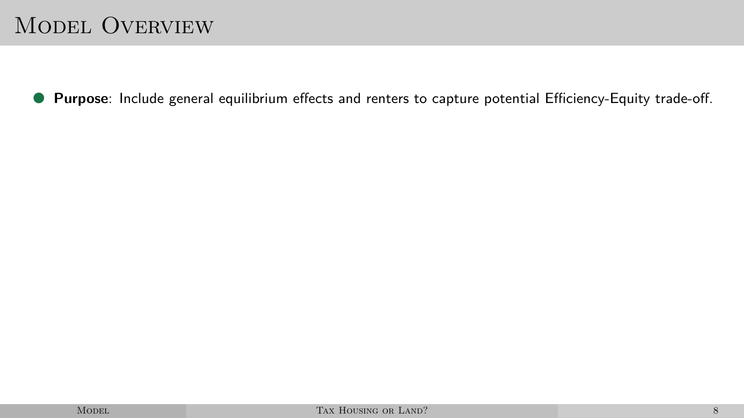# Model Overview

- **Purpose**: Include general equilibrium effects and renters to capture potential Efficiency-Equity trade-off.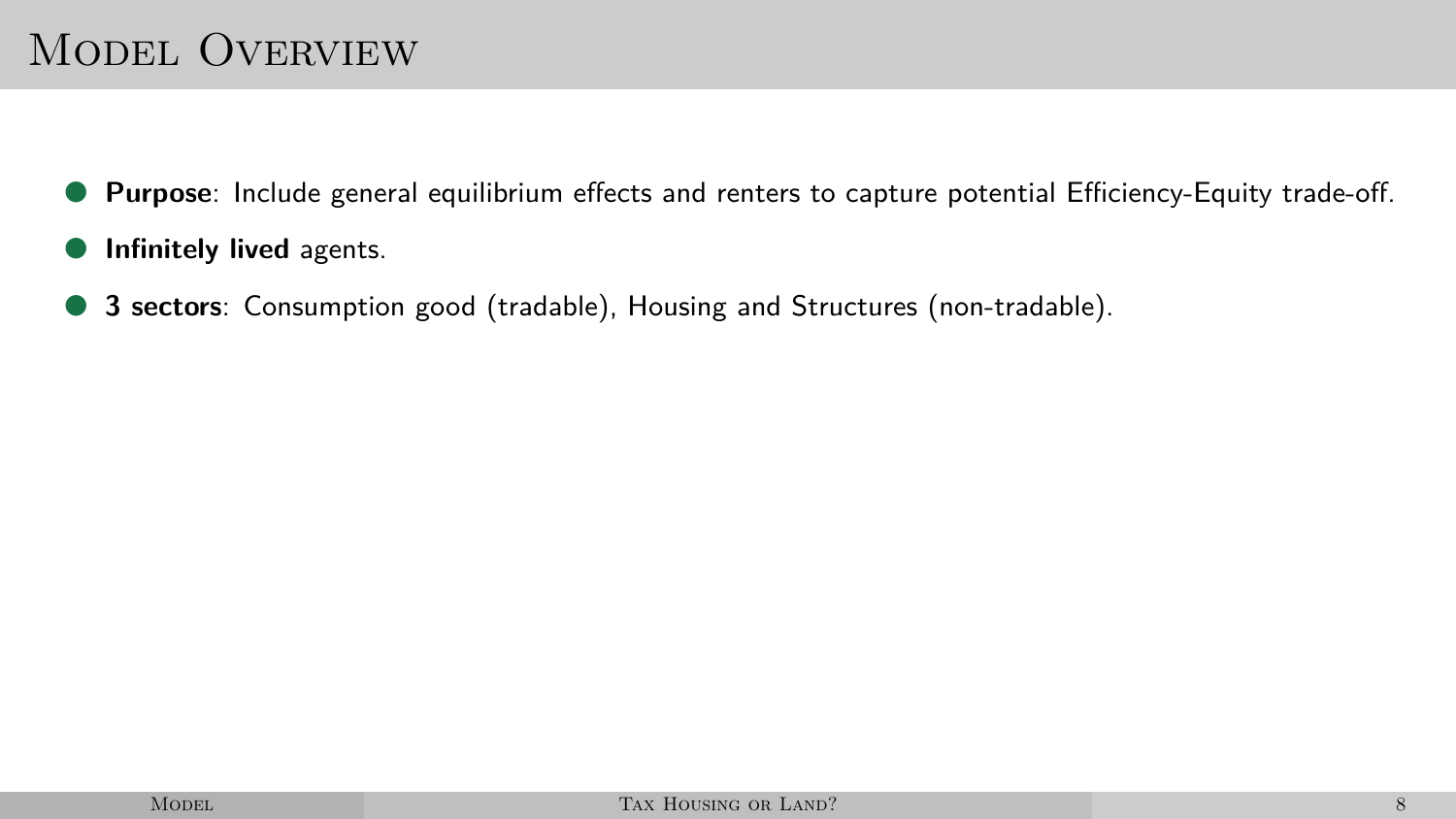# Model Overview

- **Purpose**: Include general equilibrium effects and renters to capture potential Efficiency-Equity trade-off.
- **Infinitely lived** agents.
- **3 sectors**: Consumption good (tradable), Housing and Structures (non-tradable).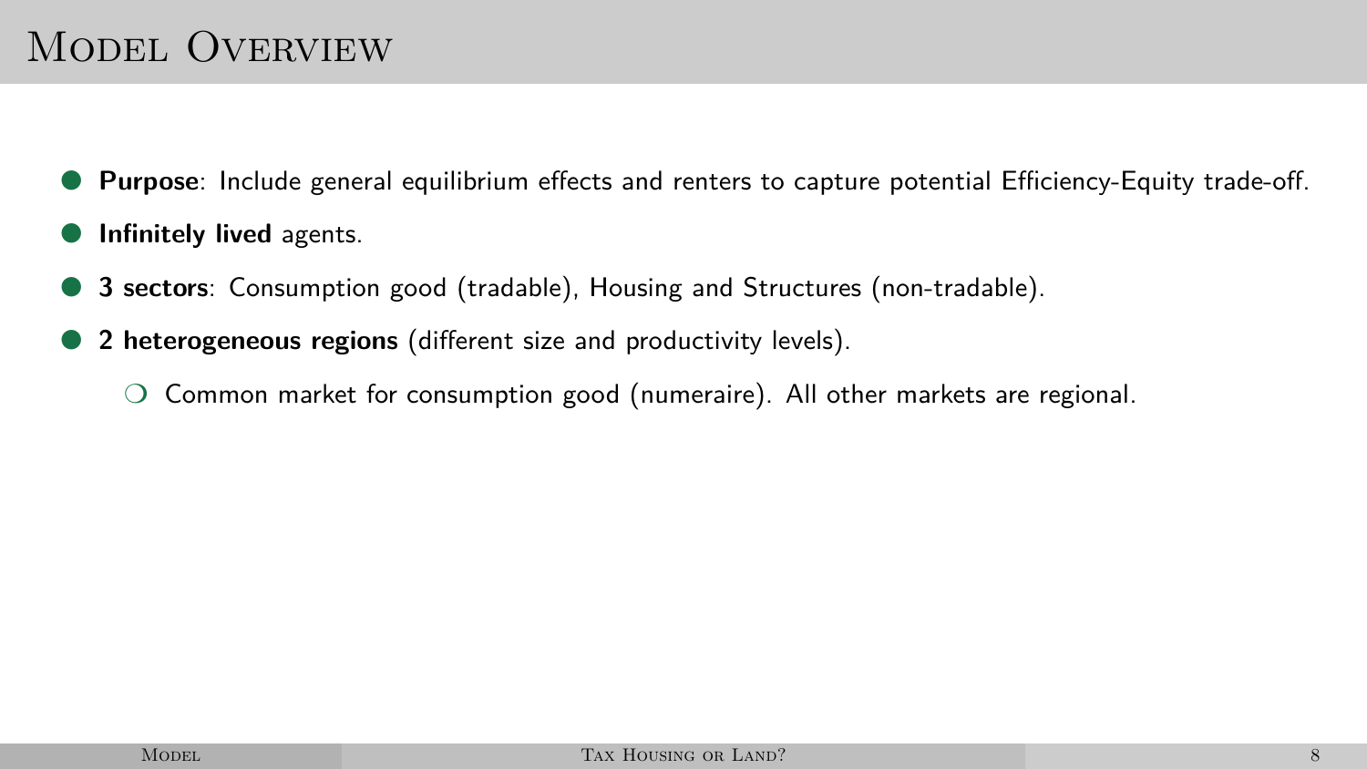# Model Overview

- **Purpose**: Include general equilibrium effects and renters to capture potential Efficiency-Equity trade-off.
- **Infinitely lived** agents.
- **3 sectors**: Consumption good (tradable), Housing and Structures (non-tradable).
- **2 heterogeneous regions** (different size and productivity levels).
  - Common market for consumption good (numeraire). All other markets are regional.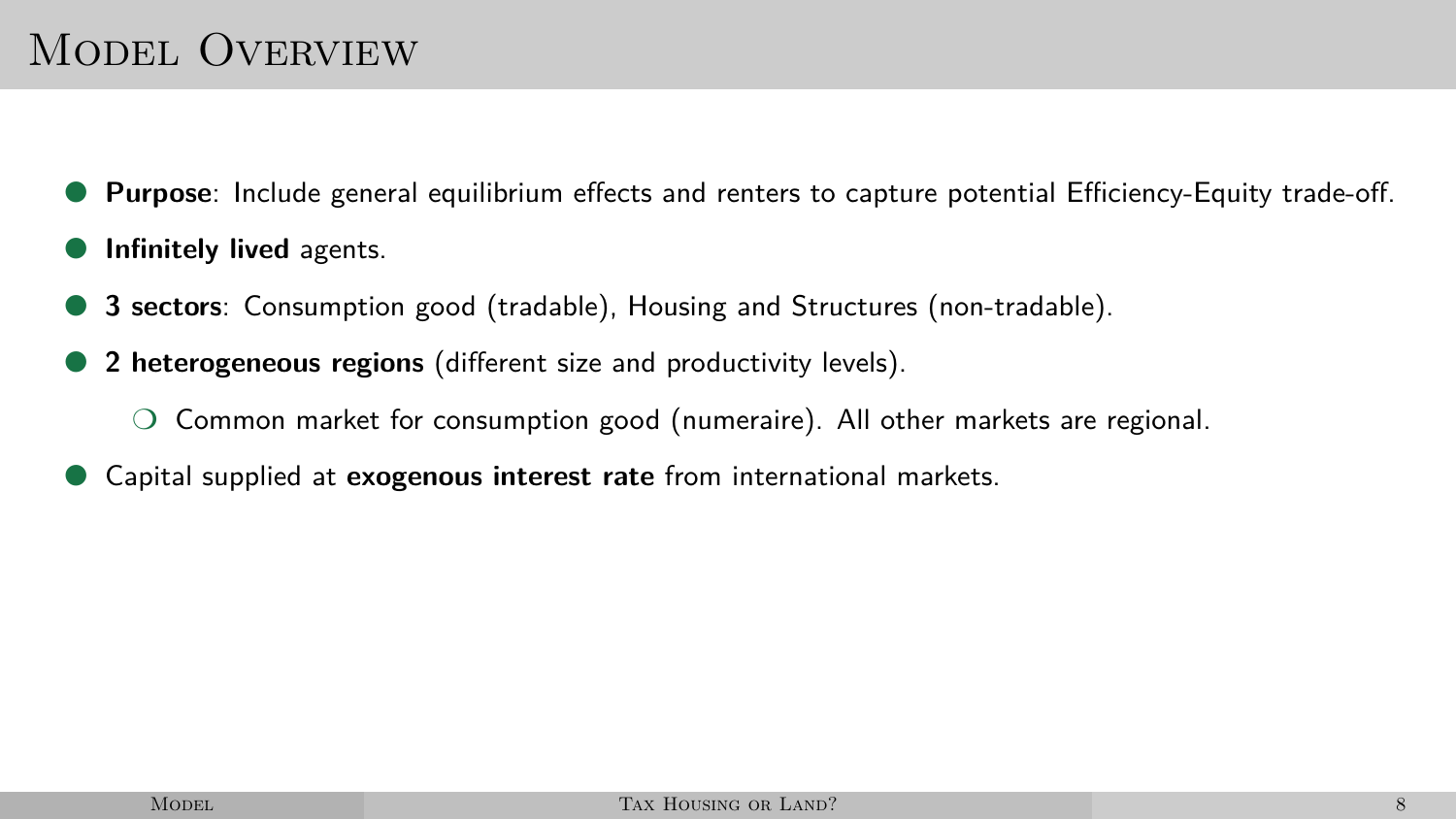# Model Overview

- **Purpose**: Include general equilibrium effects and renters to capture potential Efficiency-Equity trade-off.
- **Infinitely lived** agents.
- **3 sectors**: Consumption good (tradable), Housing and Structures (non-tradable).
- **2 heterogeneous regions** (different size and productivity levels).
  - Common market for consumption good (numeraire). All other markets are regional.
- Capital supplied at **exogenous interest rate** from international markets.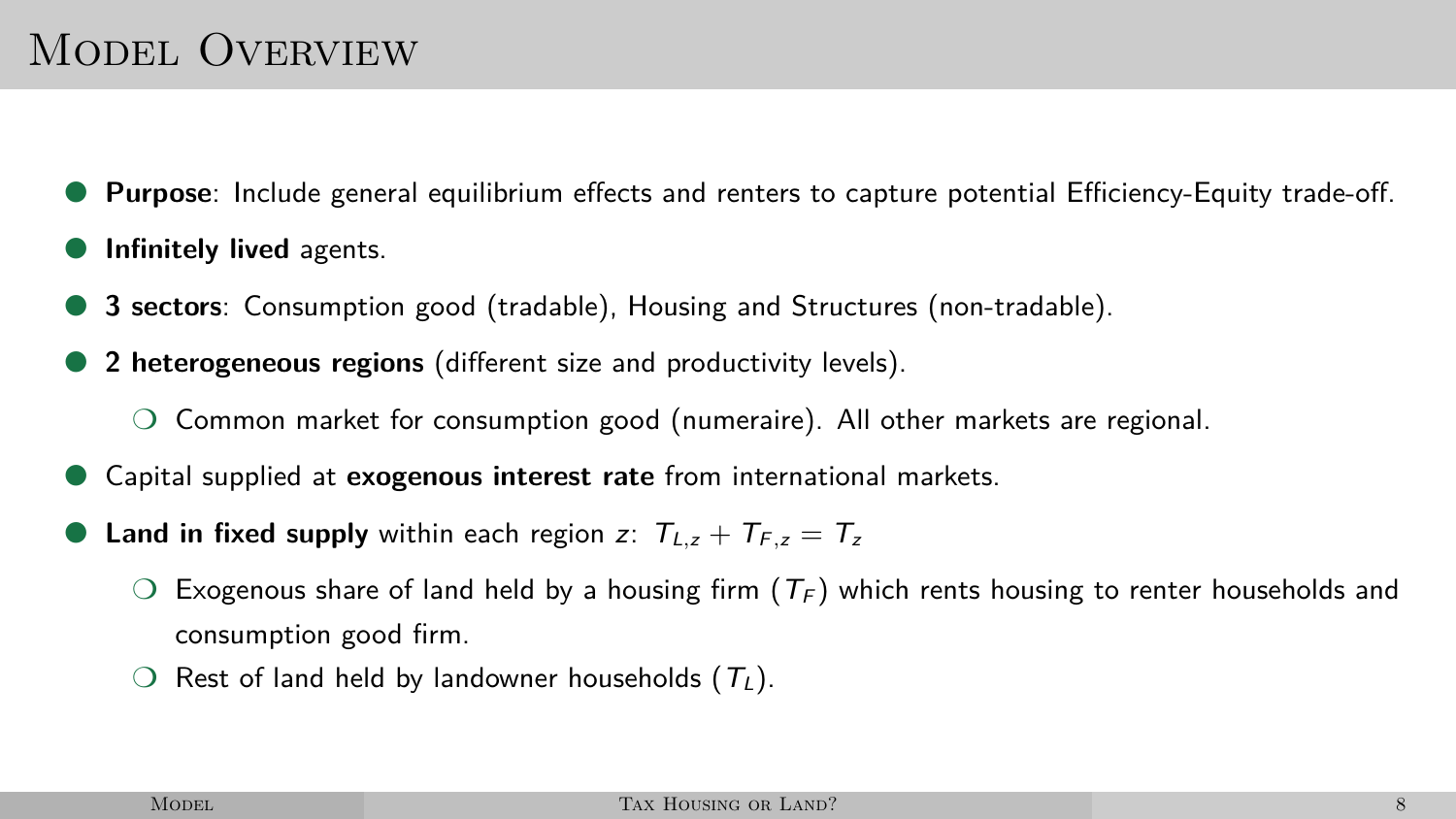# Model Overview

- **Purpose**: Include general equilibrium effects and renters to capture potential Efficiency-Equity trade-off.
- **Infinitely lived** agents.
- **3 sectors**: Consumption good (tradable), Housing and Structures (non-tradable).
- **2 heterogeneous regions** (different size and productivity levels).
  - Common market for consumption good (numeraire). All other markets are regional.
- Capital supplied at **exogenous interest rate** from international markets.
- **Land in fixed supply** within each region $z$: $T_{L,z} + T_{F,z} = T_z$
  - Exogenous share of land held by a housing firm ($T_F$) which rents housing to renter households and consumption good firm.
  - Rest of land held by landowner households ($T_L$).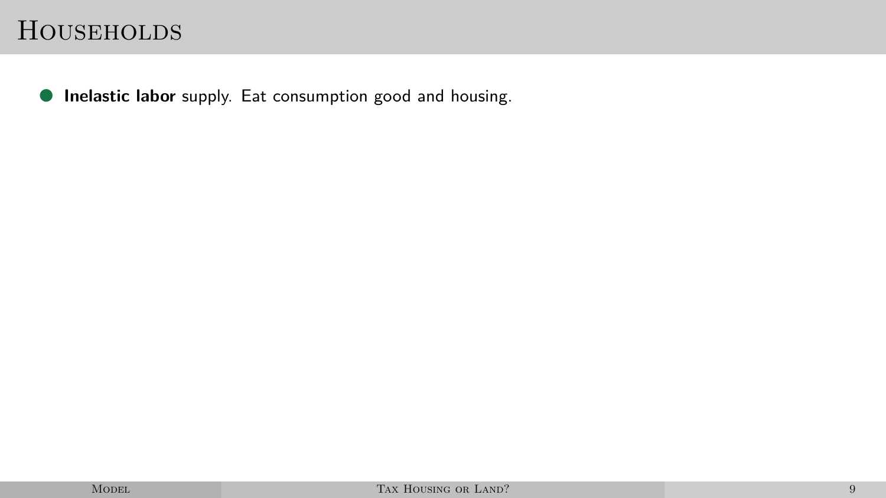# Households

- **Inelastic labor** supply. Eat consumption good and housing.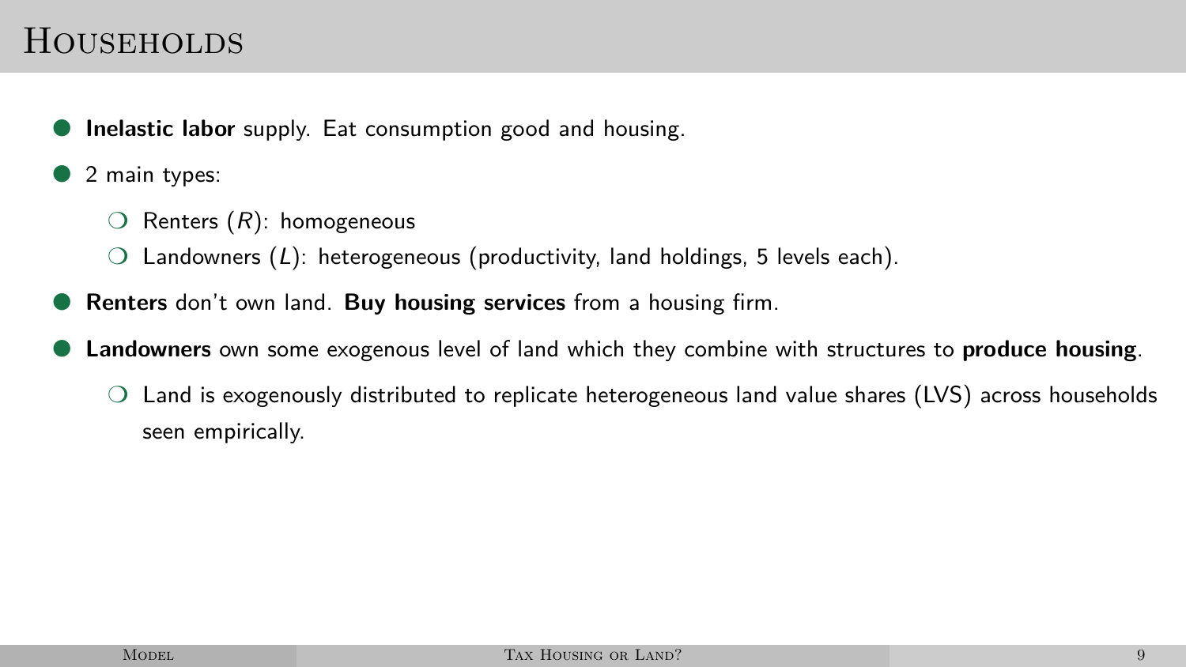# Households

- **Inelastic labor** supply. Eat consumption good and housing.
- 2 main types:
  - Renters ($R$): homogeneous
  - Landowners ($L$): heterogeneous (productivity, land holdings, 5 levels each).
- **Renters** don't own land. **Buy housing services** from a housing firm.
- **Landowners** own some exogenous level of land which they combine with structures to **produce housing**.
  - Land is exogenously distributed to replicate heterogeneous land value shares (LVS) across households seen empirically.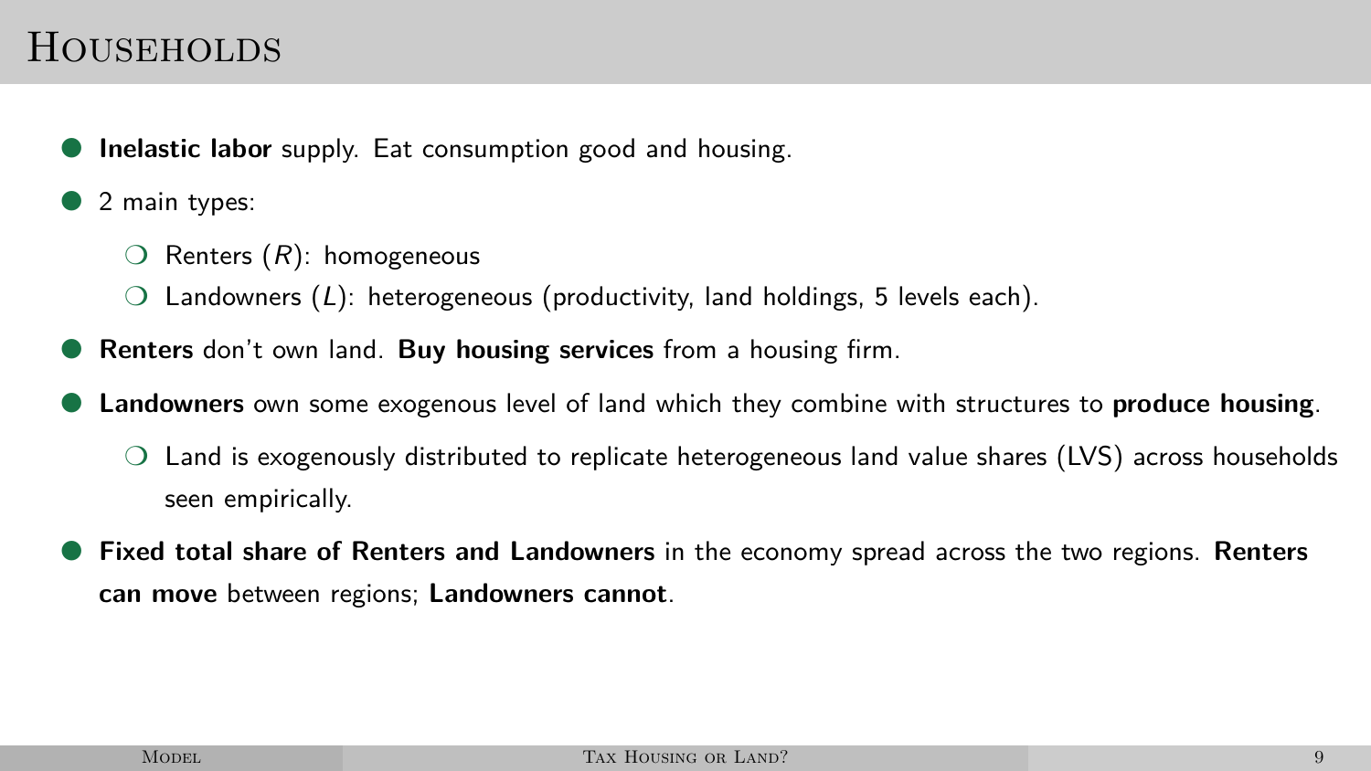# Households

- **Inelastic labor** supply. Eat consumption good and housing.
- 2 main types:
  - Renters ($R$): homogeneous
  - Landowners ($L$): heterogeneous (productivity, land holdings, 5 levels each).
- **Renters** don't own land. **Buy housing services** from a housing firm.
- **Landowners** own some exogenous level of land which they combine with structures to **produce housing**.
  - Land is exogenously distributed to replicate heterogeneous land value shares (LVS) across households seen empirically.
- **Fixed total share of Renters and Landowners** in the economy spread across the two regions. **Renters can move** between regions; **Landowners cannot**.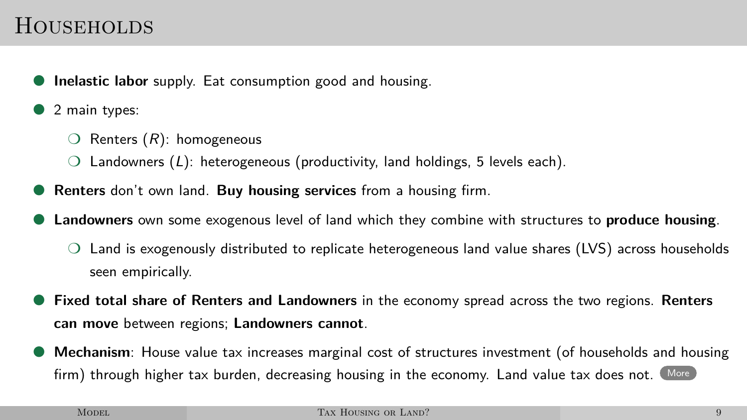# Households

- **Inelastic labor** supply. Eat consumption good and housing.
- 2 main types:
  - Renters ($R$): homogeneous
  - Landowners ($L$): heterogeneous (productivity, land holdings, 5 levels each).
- **Renters** don't own land. **Buy housing services** from a housing firm.
- **Landowners** own some exogenous level of land which they combine with structures to **produce housing**.
  - Land is exogenously distributed to replicate heterogeneous land value shares (LVS) across households seen empirically.
- **Fixed total share of Renters and Landowners** in the economy spread across the two regions. **Renters can move** between regions; **Landowners cannot**.
- **Mechanism**: House value tax increases marginal cost of structures investment (of households and housing firm) through higher tax burden, decreasing housing in the economy. Land value tax does not. More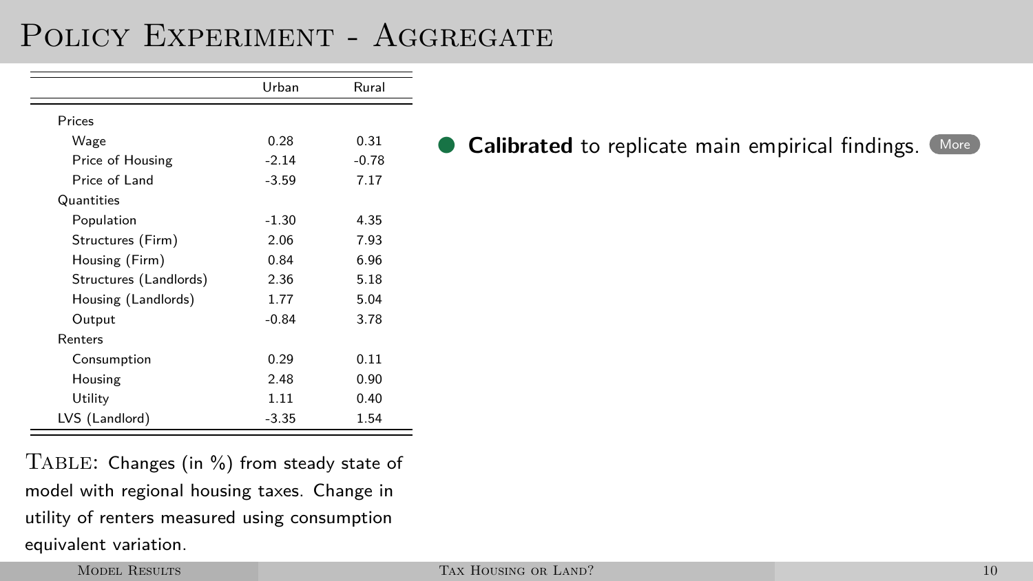# Policy Experiment - Aggregate

| | Urban | Rural |
|---|---|---|
| Prices | | |
| Wage | 0.28 | 0.31 |
| Price of Housing | -2.14 | -0.78 |
| Price of Land | -3.59 | 7.17 |
| Quantities | | |
| Population | -1.30 | 4.35 |
| Structures (Firm) | 2.06 | 7.93 |
| Housing (Firm) | 0.84 | 6.96 |
| Structures (Landlords) | 2.36 | 5.18 |
| Housing (Landlords) | 1.77 | 5.04 |
| Output | -0.84 | 3.78 |
| Renters | | |
| Consumption | 0.29 | 0.11 |
| Housing | 2.48 | 0.90 |
| Utility | 1.11 | 0.40 |
| LVS (Landlord) | -3.35 | 1.54 |

Table: Changes (in %) from steady state of model with regional housing taxes. Change in utility of renters measured using consumption equivalent variation.

- **Calibrated** to replicate main empirical findings. More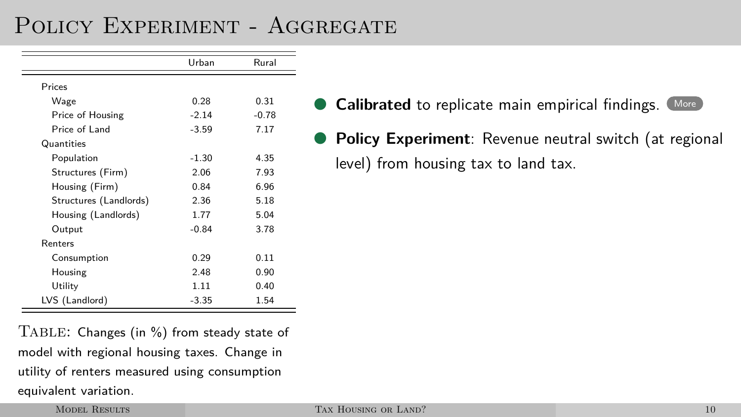# Policy Experiment - Aggregate

| | Urban | Rural |
|---|---|---|
| Prices | | |
| Wage | 0.28 | 0.31 |
| Price of Housing | -2.14 | -0.78 |
| Price of Land | -3.59 | 7.17 |
| Quantities | | |
| Population | -1.30 | 4.35 |
| Structures (Firm) | 2.06 | 7.93 |
| Housing (Firm) | 0.84 | 6.96 |
| Structures (Landlords) | 2.36 | 5.18 |
| Housing (Landlords) | 1.77 | 5.04 |
| Output | -0.84 | 3.78 |
| Renters | | |
| Consumption | 0.29 | 0.11 |
| Housing | 2.48 | 0.90 |
| Utility | 1.11 | 0.40 |
| LVS (Landlord) | -3.35 | 1.54 |

Table: Changes (in %) from steady state of model with regional housing taxes. Change in utility of renters measured using consumption equivalent variation.

- **Calibrated** to replicate main empirical findings. More
- **Policy Experiment**: Revenue neutral switch (at regional level) from housing tax to land tax.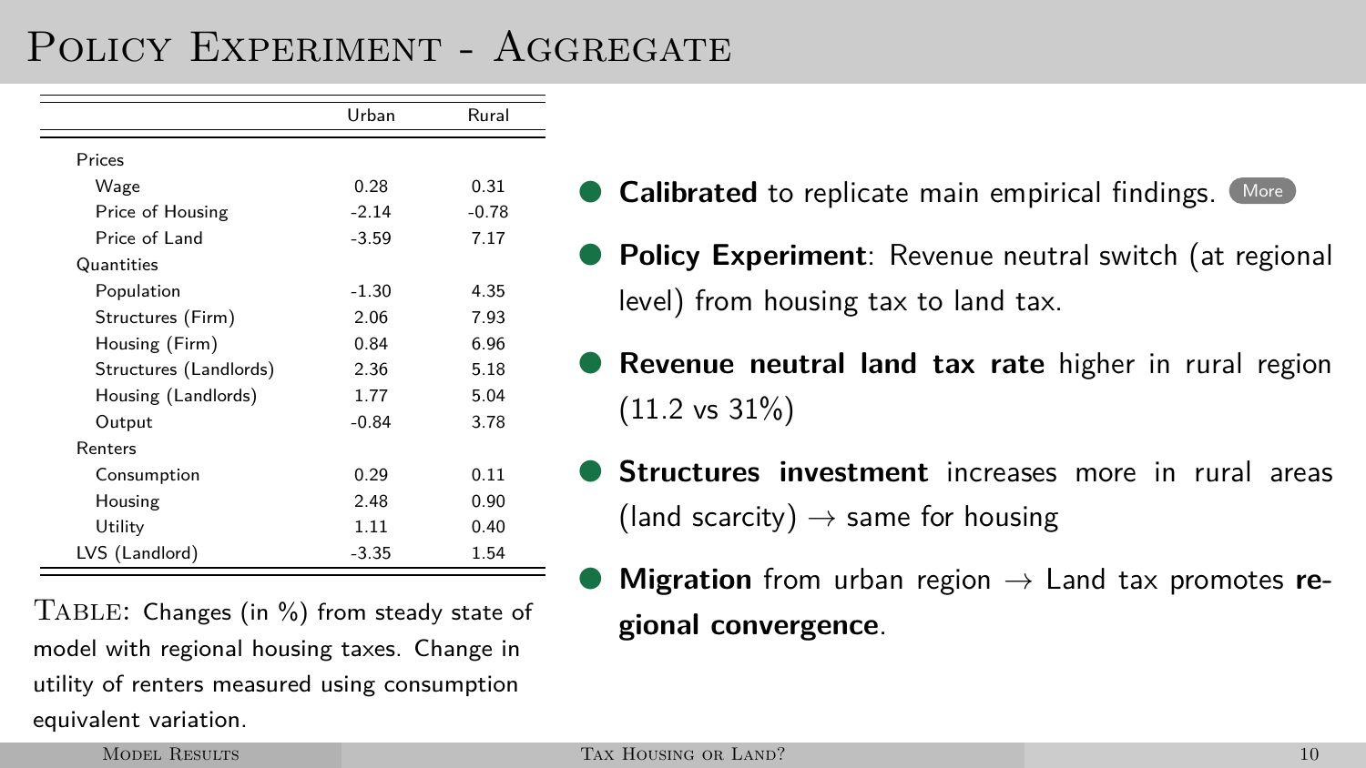# Policy Experiment - Aggregate

| | Urban | Rural |
|---|---|---|
| Prices | | |
| Wage | 0.28 | 0.31 |
| Price of Housing | -2.14 | -0.78 |
| Price of Land | -3.59 | 7.17 |
| Quantities | | |
| Population | -1.30 | 4.35 |
| Structures (Firm) | 2.06 | 7.93 |
| Housing (Firm) | 0.84 | 6.96 |
| Structures (Landlords) | 2.36 | 5.18 |
| Housing (Landlords) | 1.77 | 5.04 |
| Output | -0.84 | 3.78 |
| Renters | | |
| Consumption | 0.29 | 0.11 |
| Housing | 2.48 | 0.90 |
| Utility | 1.11 | 0.40 |
| LVS (Landlord) | -3.35 | 1.54 |

TABLE: Changes (in %) from steady state of model with regional housing taxes. Change in utility of renters measured using consumption equivalent variation.

- **Calibrated** to replicate main empirical findings. More
- **Policy Experiment**: Revenue neutral switch (at regional level) from housing tax to land tax.
- **Revenue neutral land tax rate** higher in rural region (11.2 vs 31%)
- **Structures investment** increases more in rural areas (land scarcity) $\rightarrow$ same for housing
- **Migration** from urban region $\rightarrow$ Land tax promotes **regional convergence**.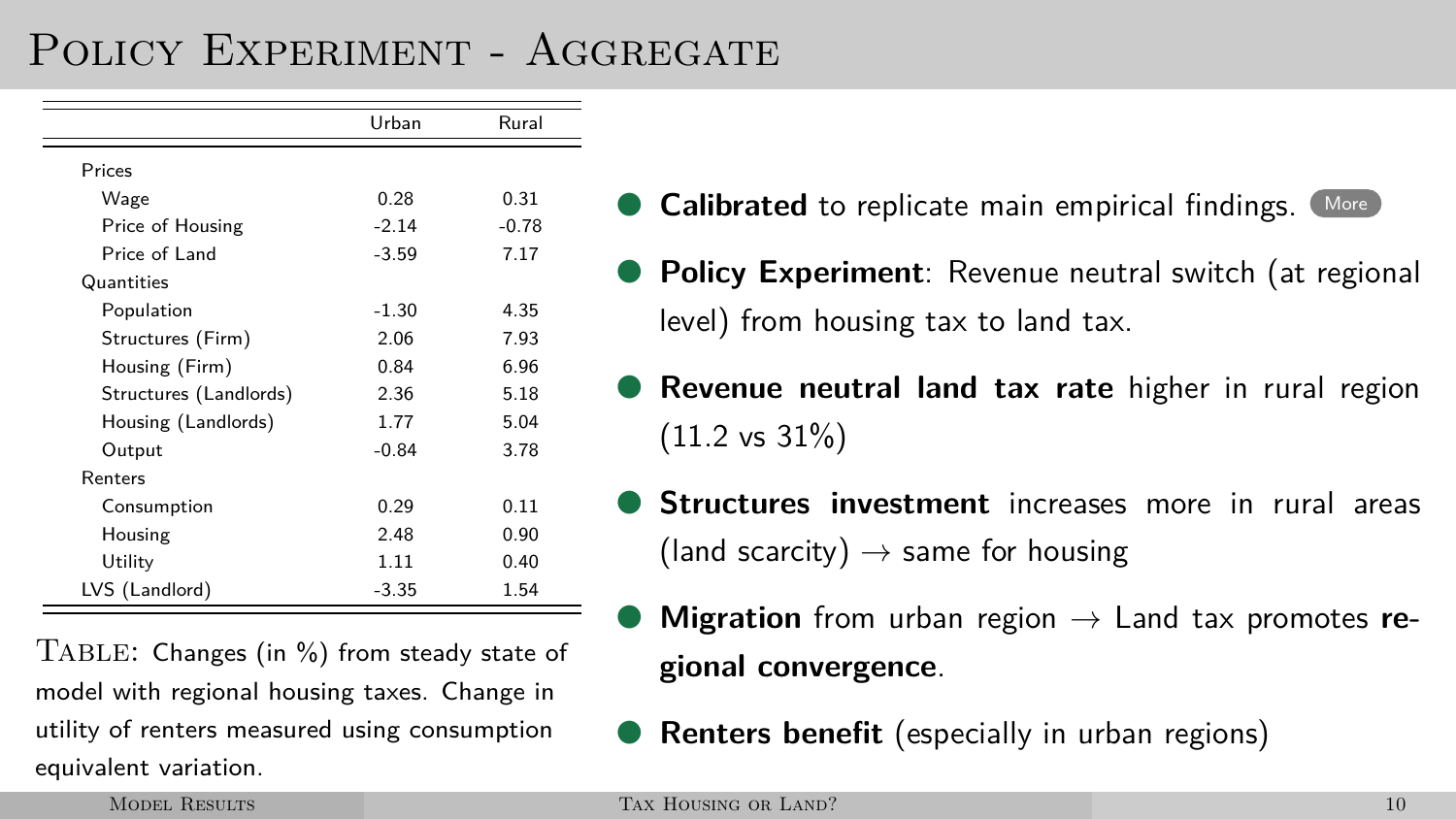# Policy Experiment - Aggregate

| | Urban | Rural |
|---|---|---|
| Prices | | |
| Wage | 0.28 | 0.31 |
| Price of Housing | -2.14 | -0.78 |
| Price of Land | -3.59 | 7.17 |
| Quantities | | |
| Population | -1.30 | 4.35 |
| Structures (Firm) | 2.06 | 7.93 |
| Housing (Firm) | 0.84 | 6.96 |
| Structures (Landlords) | 2.36 | 5.18 |
| Housing (Landlords) | 1.77 | 5.04 |
| Output | -0.84 | 3.78 |
| Renters | | |
| Consumption | 0.29 | 0.11 |
| Housing | 2.48 | 0.90 |
| Utility | 1.11 | 0.40 |
| LVS (Landlord) | -3.35 | 1.54 |

TABLE: Changes (in %) from steady state of model with regional housing taxes. Change in utility of renters measured using consumption equivalent variation.

- **Calibrated** to replicate main empirical findings. More
- **Policy Experiment**: Revenue neutral switch (at regional level) from housing tax to land tax.
- **Revenue neutral land tax rate** higher in rural region (11.2 vs 31%)
- **Structures investment** increases more in rural areas (land scarcity) → same for housing
- **Migration** from urban region → Land tax promotes **regional convergence**.
- **Renters benefit** (especially in urban regions)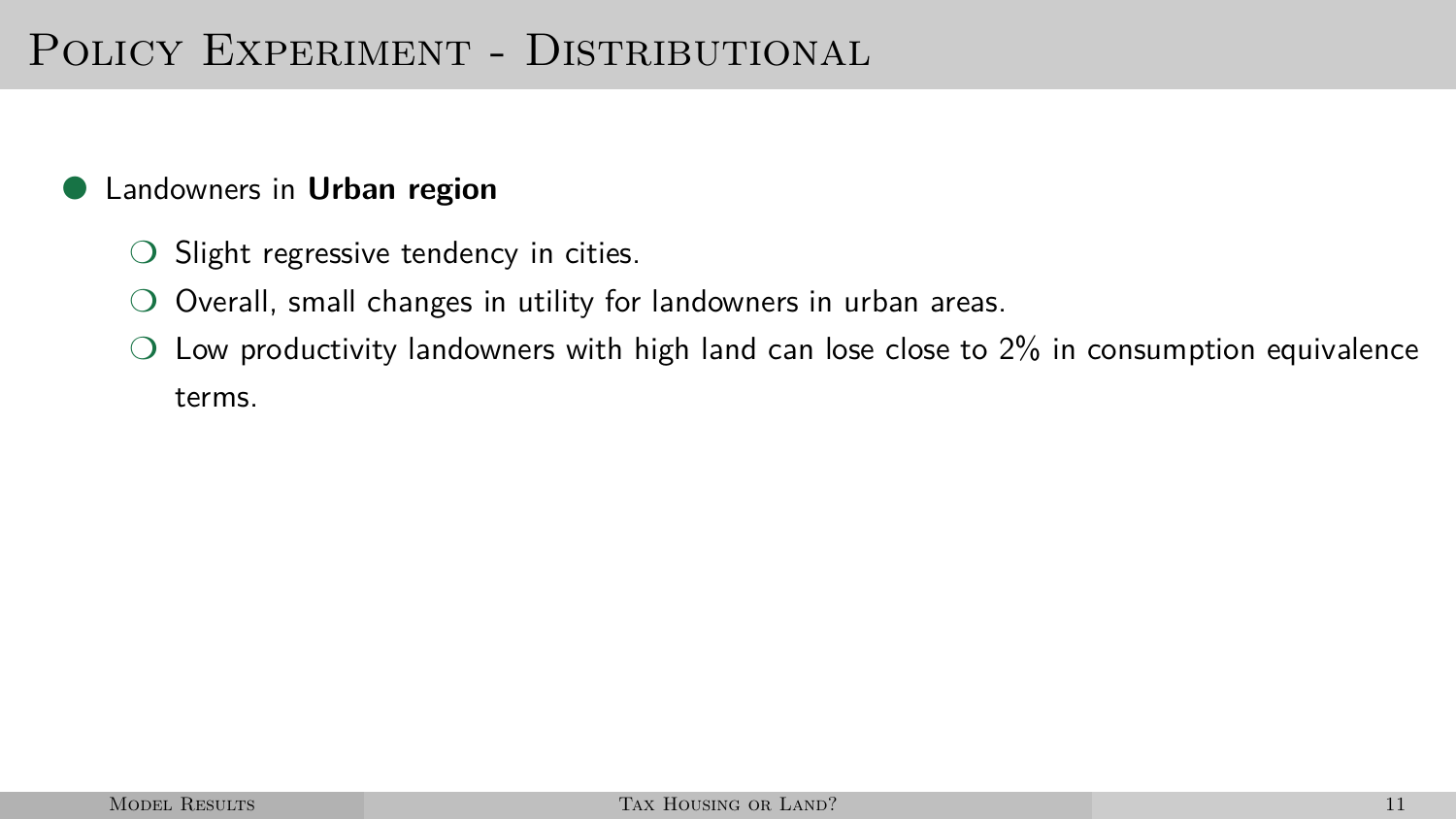# Policy Experiment - Distributional

- Landowners in **Urban region**
  - Slight regressive tendency in cities.
  - Overall, small changes in utility for landowners in urban areas.
  - Low productivity landowners with high land can lose close to 2% in consumption equivalence terms.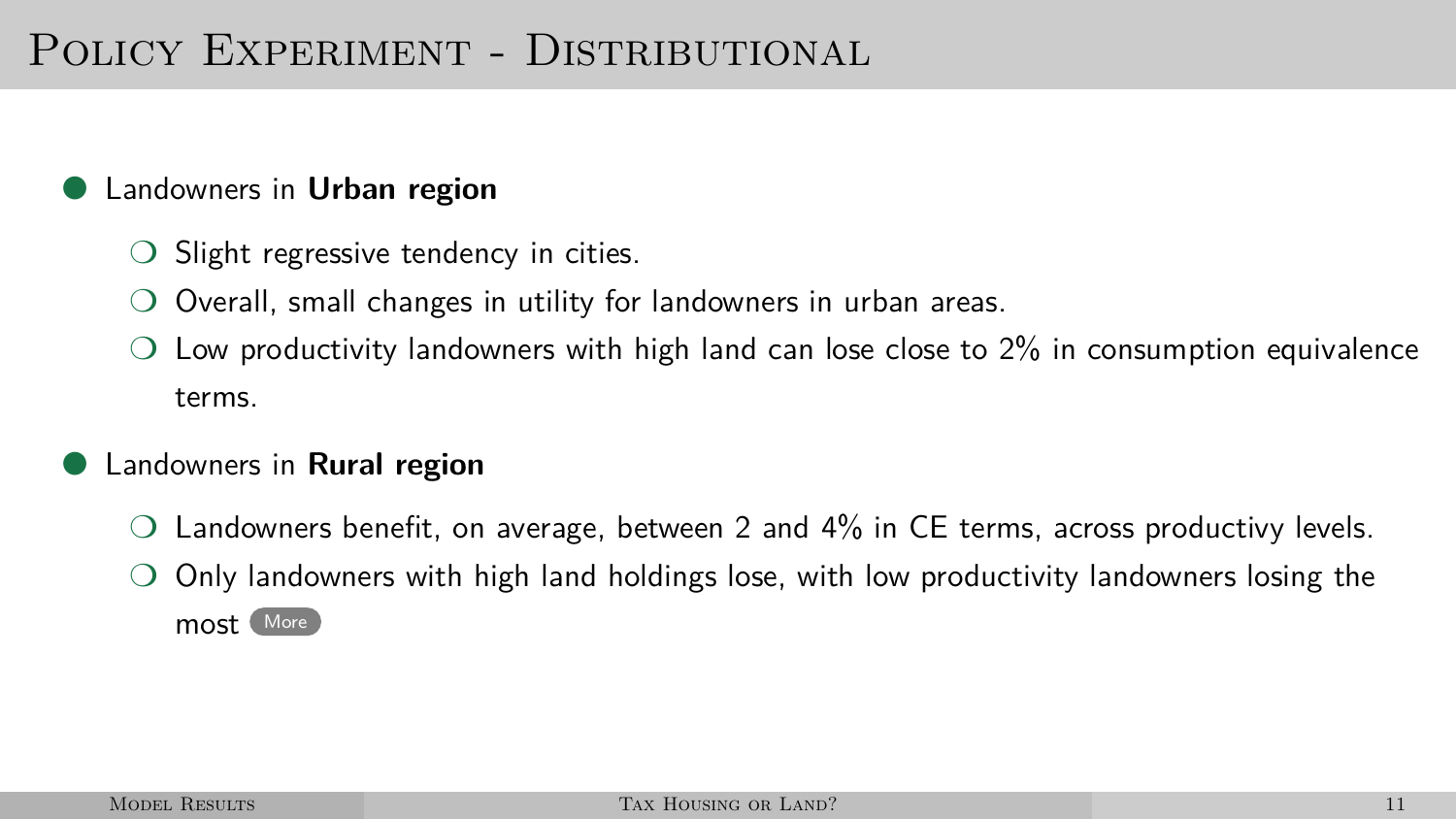# Policy Experiment - Distributional

- Landowners in **Urban region**
  - Slight regressive tendency in cities.
  - Overall, small changes in utility for landowners in urban areas.
  - Low productivity landowners with high land can lose close to 2% in consumption equivalence terms.
- Landowners in **Rural region**
  - Landowners benefit, on average, between 2 and 4% in CE terms, across productivy levels.
  - Only landowners with high land holdings lose, with low productivity landowners losing the most More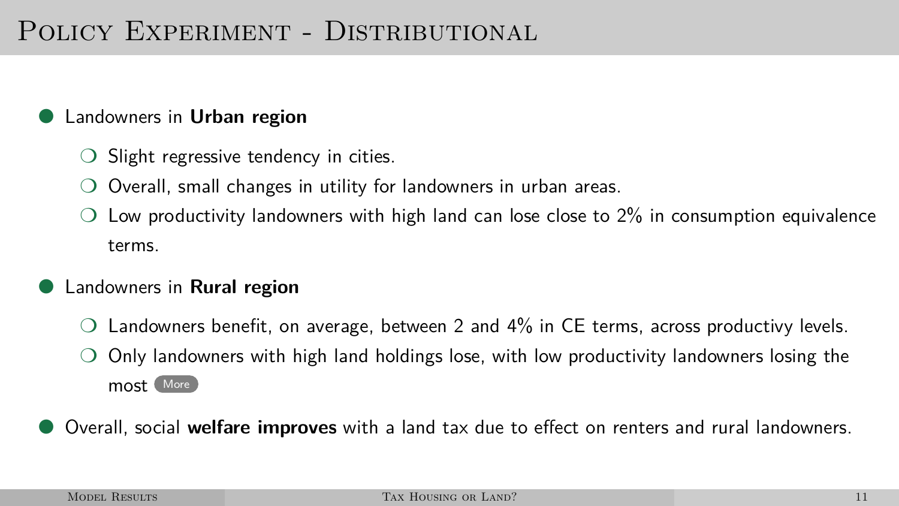# Policy Experiment - Distributional

- Landowners in **Urban region**
  - Slight regressive tendency in cities.
  - Overall, small changes in utility for landowners in urban areas.
  - Low productivity landowners with high land can lose close to 2% in consumption equivalence terms.
- Landowners in **Rural region**
  - Landowners benefit, on average, between 2 and 4% in CE terms, across productivy levels.
  - Only landowners with high land holdings lose, with low productivity landowners losing the most More
- Overall, social **welfare improves** with a land tax due to effect on renters and rural landowners.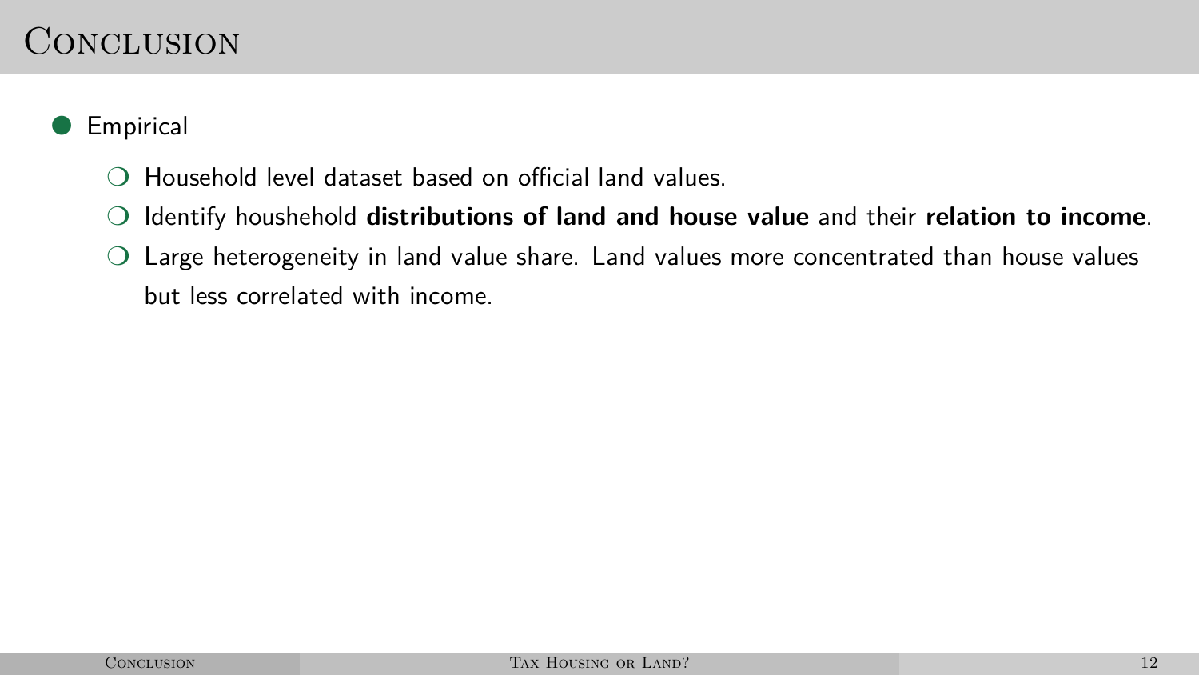# Conclusion

- Empirical
  - Household level dataset based on official land values.
  - Identify houshehold **distributions of land and house value** and their **relation to income**.
  - Large heterogeneity in land value share. Land values more concentrated than house values but less correlated with income.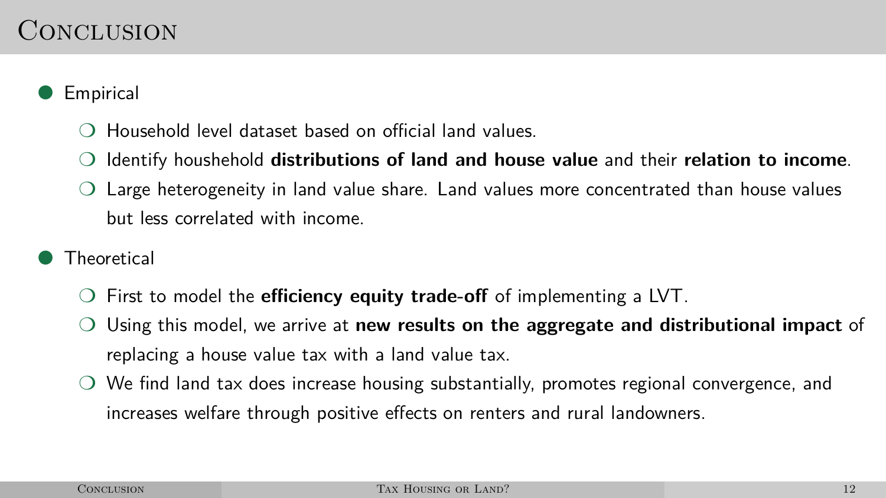# Conclusion

- Empirical
  - Household level dataset based on official land values.
  - Identify houshehold **distributions of land and house value** and their **relation to income**.
  - Large heterogeneity in land value share. Land values more concentrated than house values but less correlated with income.
- Theoretical
  - First to model the **efficiency equity trade-off** of implementing a LVT.
  - Using this model, we arrive at **new results on the aggregate and distributional impact** of replacing a house value tax with a land value tax.
  - We find land tax does increase housing substantially, promotes regional convergence, and increases welfare through positive effects on renters and rural landowners.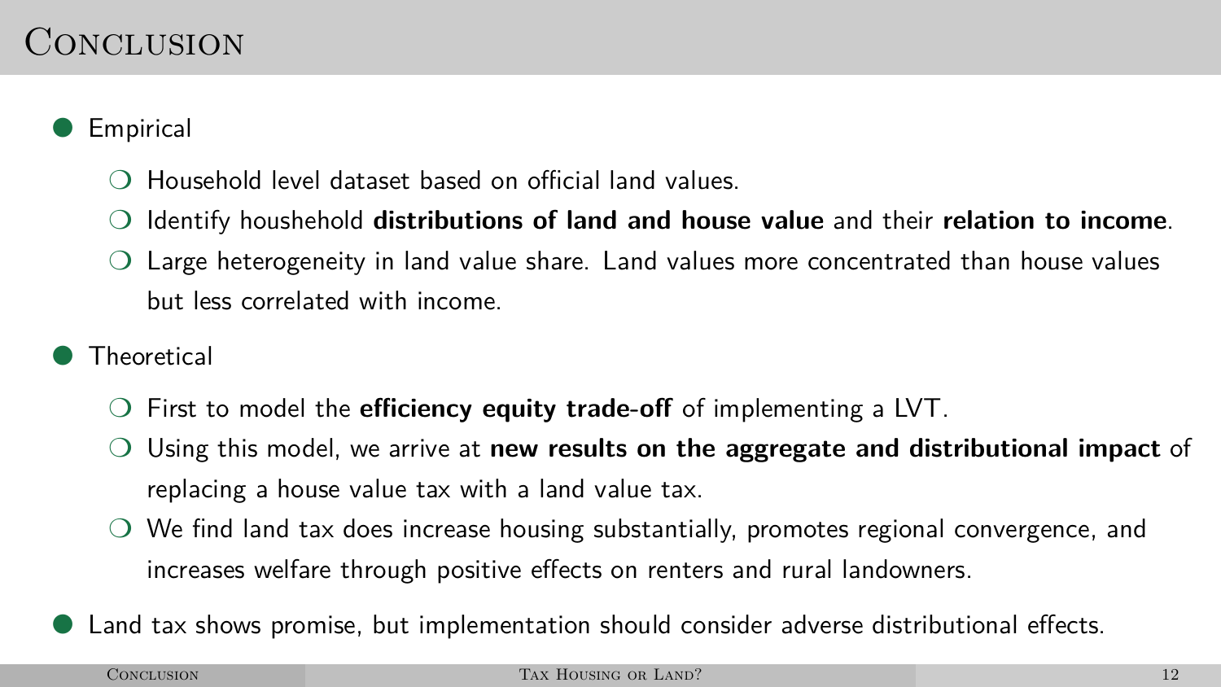# Conclusion

- Empirical
  - Household level dataset based on official land values.
  - Identify houshehold **distributions of land and house value** and their **relation to income**.
  - Large heterogeneity in land value share. Land values more concentrated than house values but less correlated with income.
- Theoretical
  - First to model the **efficiency equity trade-off** of implementing a LVT.
  - Using this model, we arrive at **new results on the aggregate and distributional impact** of replacing a house value tax with a land value tax.
  - We find land tax does increase housing substantially, promotes regional convergence, and increases welfare through positive effects on renters and rural landowners.
- Land tax shows promise, but implementation should consider adverse distributional effects.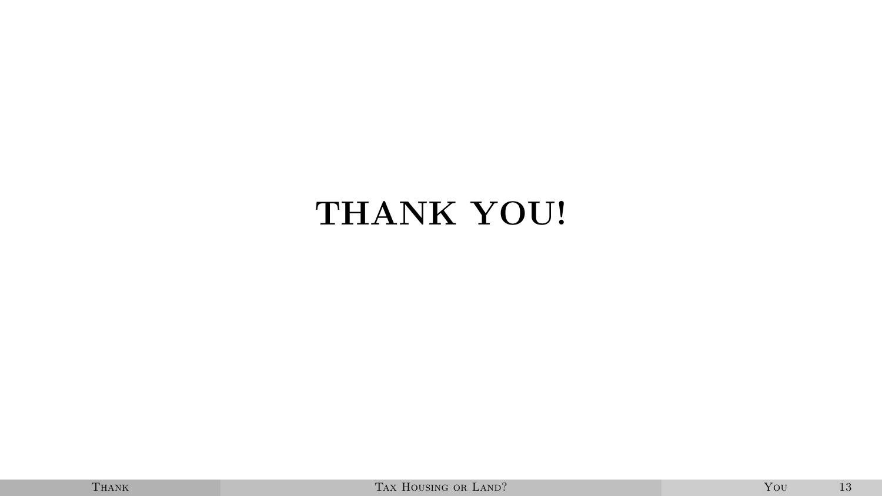# THANK YOU!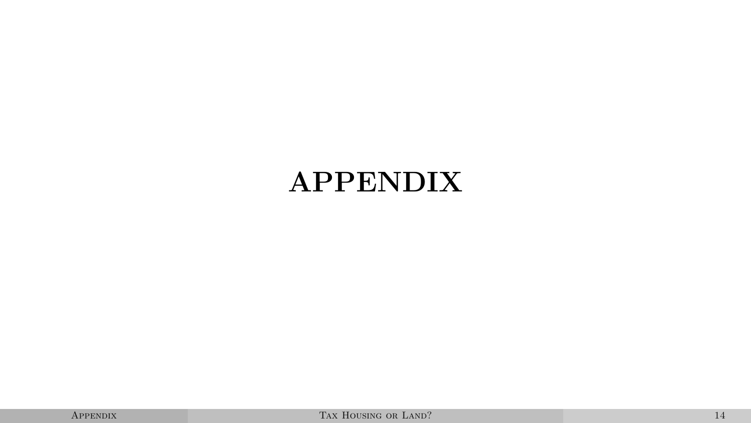# APPENDIX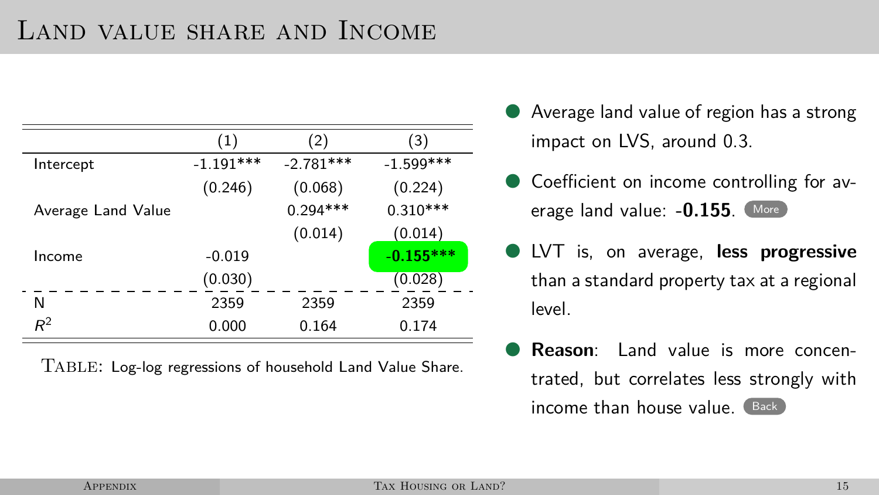# Land value share and Income

| | (1) | (2) | (3) |
|---|---|---|---|
| Intercept | -1.191*** | -2.781*** | -1.599*** |
| | (0.246) | (0.068) | (0.224) |
| Average Land Value | | 0.294*** | 0.310*** |
| | | (0.014) | (0.014) |
| Income | -0.019 | | **-0.155*** ** |
| | (0.030) | | (0.028) |
| N | 2359 | 2359 | 2359 |
| $R^2$ | 0.000 | 0.164 | 0.174 |

Table: Log-log regressions of household Land Value Share.

- Average land value of region has a strong impact on LVS, around 0.3.
- Coefficient on income controlling for average land value: **-0.155**. More
- LVT is, on average, **less progressive** than a standard property tax at a regional level.
- **Reason**: Land value is more concentrated, but correlates less strongly with income than house value. Back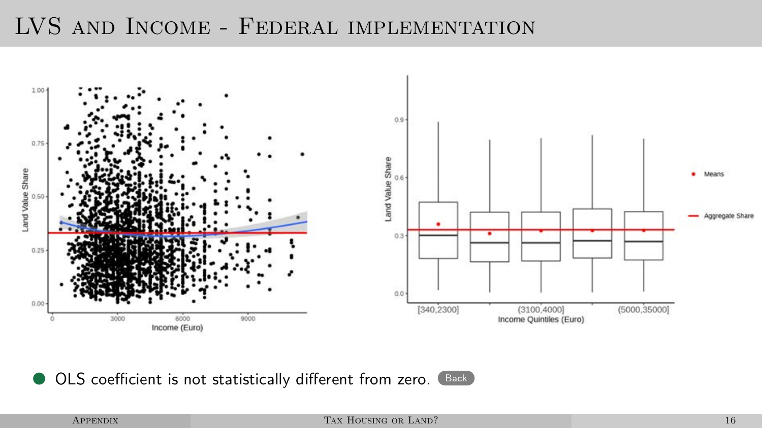# LVS and Income - Federal implementation

- OLS coefficient is not statistically different from zero. Back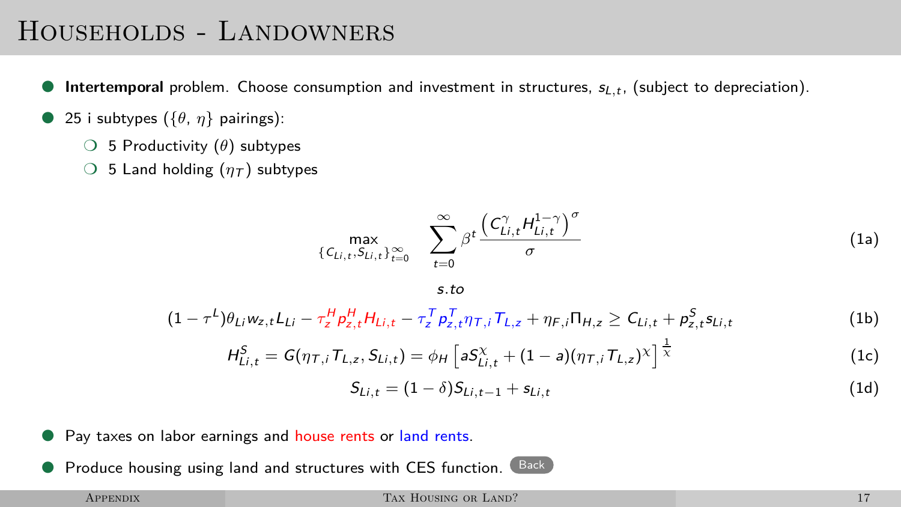# Households - Landowners

- **Intertemporal** problem. Choose consumption and investment in structures, $s_{L,t}$, (subject to depreciation).
- 25 i subtypes ($\{\theta,\ \eta\}$ pairings):
  - 5 Productivity ($\theta$) subtypes
  - 5 Land holding ($\eta_T$) subtypes

$$\max_{\{C_{Li,t}, S_{Li,t}\}_{t=0}^{\infty}} \quad \sum_{t=0}^{\infty} \beta^t \frac{\left(C_{Li,t}^{\gamma} H_{Li,t}^{1-\gamma}\right)^{\sigma}}{\sigma} \tag{1a}$$

*s.to*

$$(1-\tau^L)\theta_{Li} w_{z,t} L_{Li} - \tau_z^H p_{z,t}^H H_{Li,t} - \tau_z^T p_{z,t}^T \eta_{T,i} T_{L,z} + \eta_{F,i}\Pi_{H,z} \geq C_{Li,t} + p_{z,t}^S s_{Li,t} \tag{1b}$$

$$H_{Li,t}^S = G(\eta_{T,i} T_{L,z}, S_{Li,t}) = \phi_H \left[ a S_{Li,t}^{\chi} + (1-a)(\eta_{T,i} T_{L,z})^{\chi} \right]^{\frac{1}{\chi}} \tag{1c}$$

$$S_{Li,t} = (1-\delta) S_{Li,t-1} + s_{Li,t} \tag{1d}$$

- Pay taxes on labor earnings and house rents or land rents.
- Produce housing using land and structures with CES function. Back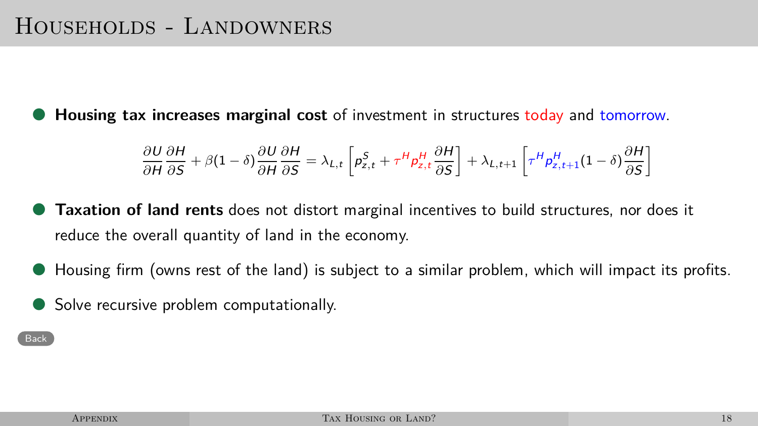# Households - Landowners

- **Housing tax increases marginal cost** of investment in structures today and tomorrow.

$$\frac{\partial U}{\partial H}\frac{\partial H}{\partial S} + \beta(1-\delta)\frac{\partial U}{\partial H}\frac{\partial H}{\partial S} = \lambda_{L,t}\left[p^S_{z,t} + \tau^H p^H_{z,t}\frac{\partial H}{\partial S}\right] + \lambda_{L,t+1}\left[\tau^H p^H_{z,t+1}(1-\delta)\frac{\partial H}{\partial S}\right]$$

- **Taxation of land rents** does not distort marginal incentives to build structures, nor does it reduce the overall quantity of land in the economy.
- Housing firm (owns rest of the land) is subject to a similar problem, which will impact its profits.
- Solve recursive problem computationally.

Back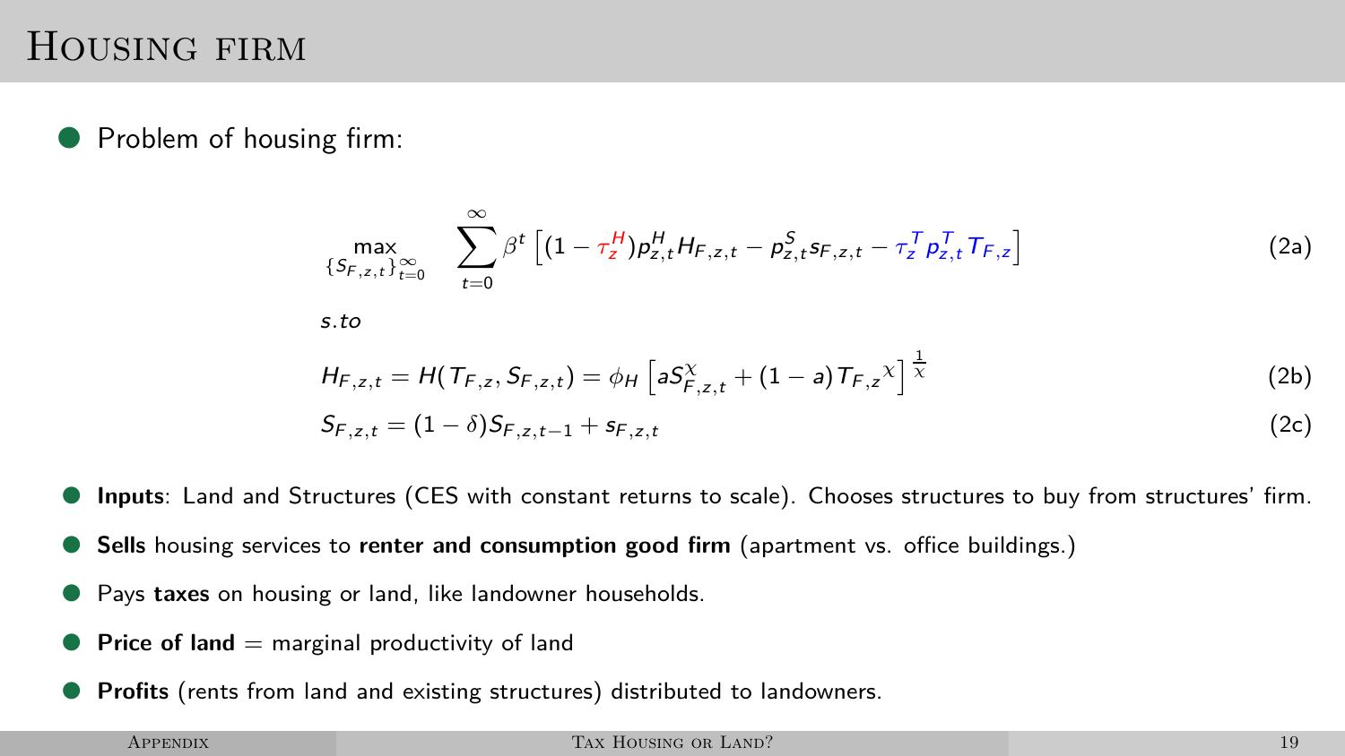# Housing firm

- Problem of housing firm:

$$\max_{\{S_{F,z,t}\}_{t=0}^{\infty}} \quad \sum_{t=0}^{\infty} \beta^t \left[ (1 - \tau_z^H) p_{z,t}^H H_{F,z,t} - p_{z,t}^S s_{F,z,t} - \tau_z^T p_{z,t}^T T_{F,z} \right] \tag{2a}$$

*s.to*

$$H_{F,z,t} = H(T_{F,z}, S_{F,z,t}) = \phi_H \left[ a S_{F,z,t}^{\chi} + (1-a) T_{F,z}{}^{\chi} \right]^{\frac{1}{\chi}} \tag{2b}$$

$$S_{F,z,t} = (1-\delta) S_{F,z,t-1} + s_{F,z,t} \tag{2c}$$

- **Inputs**: Land and Structures (CES with constant returns to scale). Chooses structures to buy from structures' firm.
- **Sells** housing services to **renter and consumption good firm** (apartment vs. office buildings.)
- Pays **taxes** on housing or land, like landowner households.
- **Price of land** = marginal productivity of land
- **Profits** (rents from land and existing structures) distributed to landowners.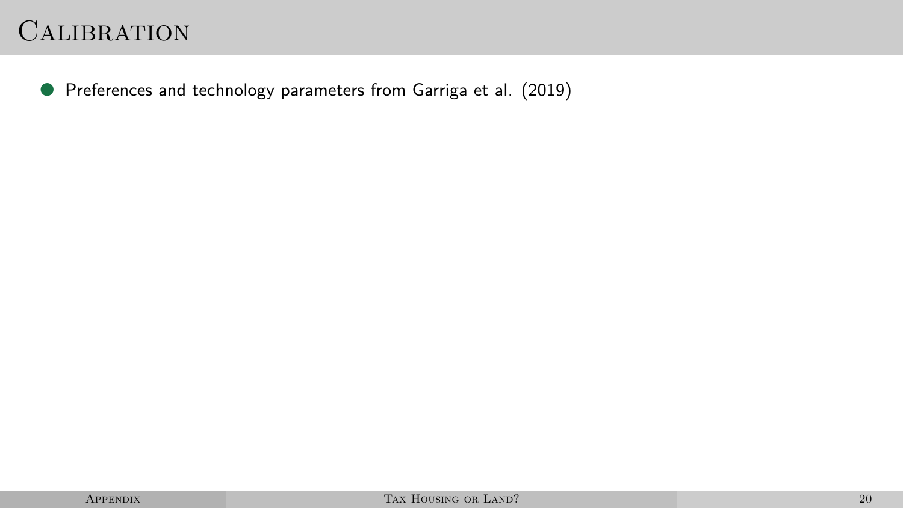# Calibration

- Preferences and technology parameters from Garriga et al. (2019)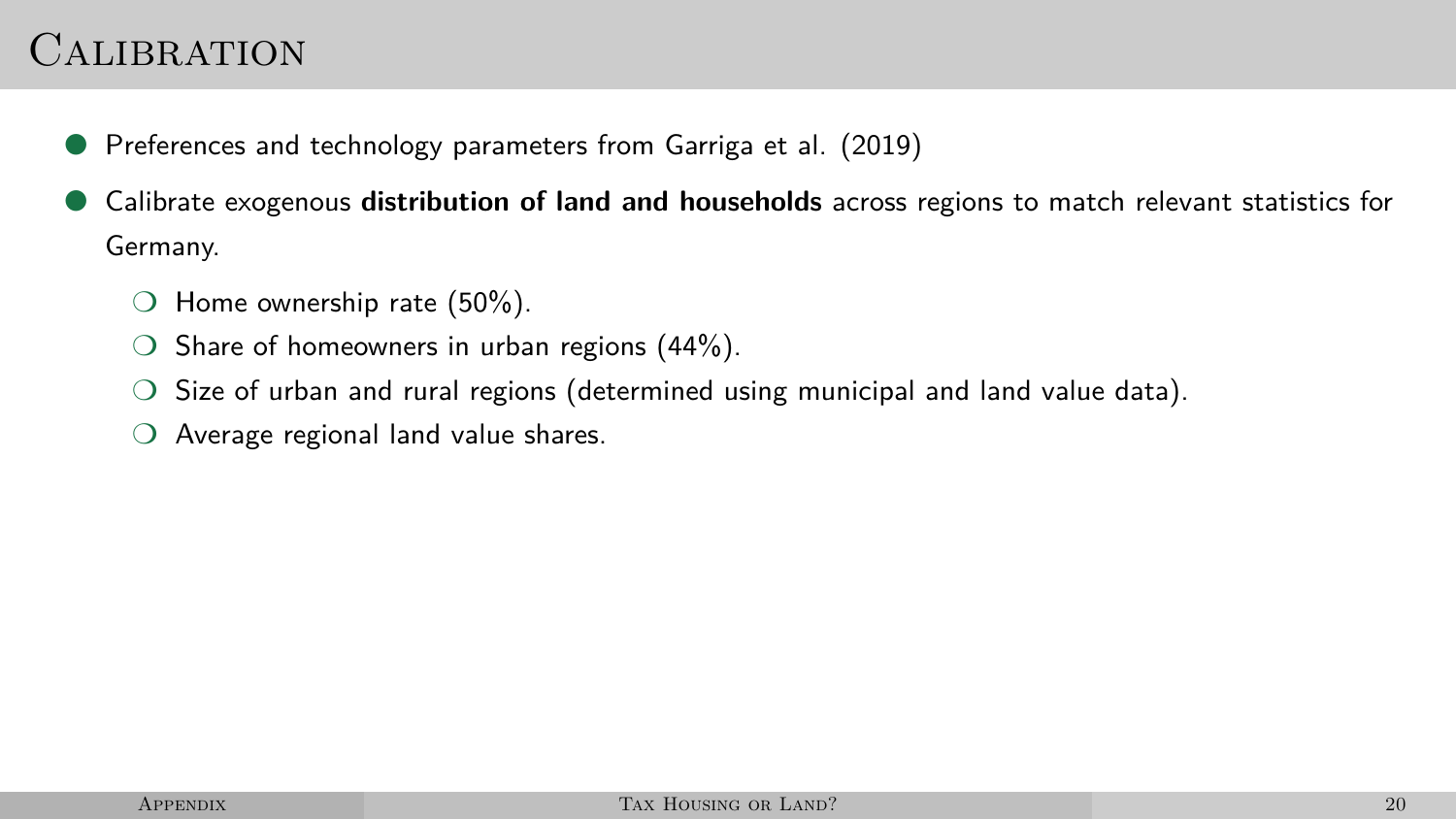# Calibration

- Preferences and technology parameters from Garriga et al. (2019)
- Calibrate exogenous **distribution of land and households** across regions to match relevant statistics for Germany.
  - Home ownership rate (50%).
  - Share of homeowners in urban regions (44%).
  - Size of urban and rural regions (determined using municipal and land value data).
  - Average regional land value shares.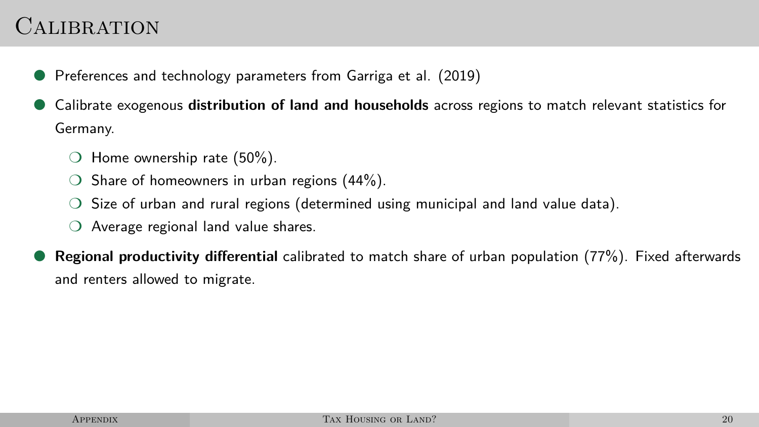# Calibration

- Preferences and technology parameters from Garriga et al. (2019)
- Calibrate exogenous **distribution of land and households** across regions to match relevant statistics for Germany.
  - Home ownership rate (50%).
  - Share of homeowners in urban regions (44%).
  - Size of urban and rural regions (determined using municipal and land value data).
  - Average regional land value shares.
- **Regional productivity differential** calibrated to match share of urban population (77%). Fixed afterwards and renters allowed to migrate.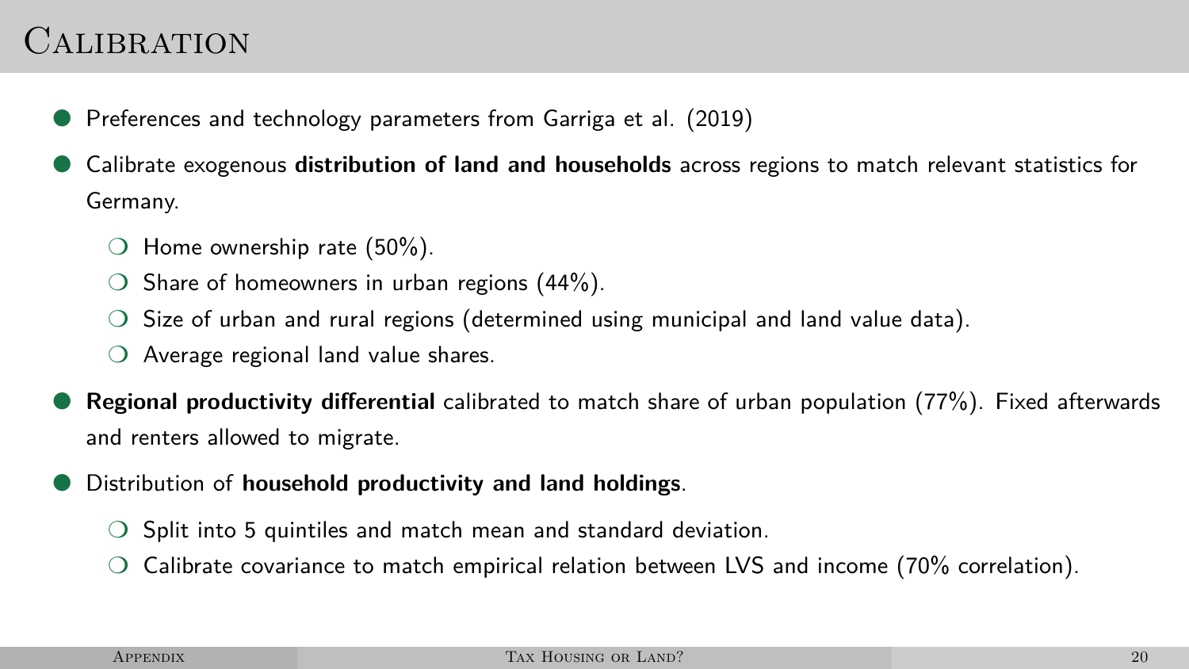# Calibration

- Preferences and technology parameters from Garriga et al. (2019)
- Calibrate exogenous **distribution of land and households** across regions to match relevant statistics for Germany.
  - Home ownership rate (50%).
  - Share of homeowners in urban regions (44%).
  - Size of urban and rural regions (determined using municipal and land value data).
  - Average regional land value shares.
- **Regional productivity differential** calibrated to match share of urban population (77%). Fixed afterwards and renters allowed to migrate.
- Distribution of **household productivity and land holdings**.
  - Split into 5 quintiles and match mean and standard deviation.
  - Calibrate covariance to match empirical relation between LVS and income (70% correlation).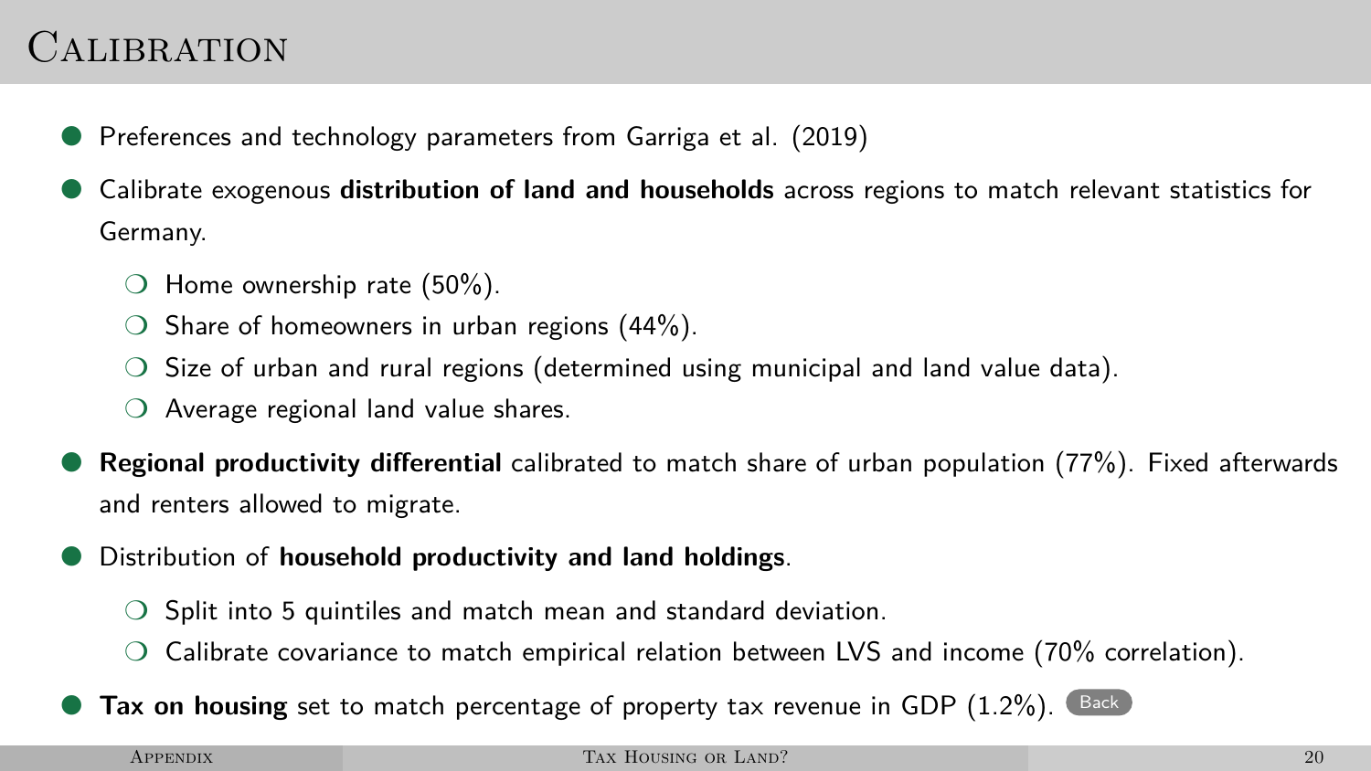# Calibration

- Preferences and technology parameters from Garriga et al. (2019)
- Calibrate exogenous **distribution of land and households** across regions to match relevant statistics for Germany.
  - Home ownership rate (50%).
  - Share of homeowners in urban regions (44%).
  - Size of urban and rural regions (determined using municipal and land value data).
  - Average regional land value shares.
- **Regional productivity differential** calibrated to match share of urban population (77%). Fixed afterwards and renters allowed to migrate.
- Distribution of **household productivity and land holdings**.
  - Split into 5 quintiles and match mean and standard deviation.
  - Calibrate covariance to match empirical relation between LVS and income (70% correlation).
- **Tax on housing** set to match percentage of property tax revenue in GDP (1.2%). Back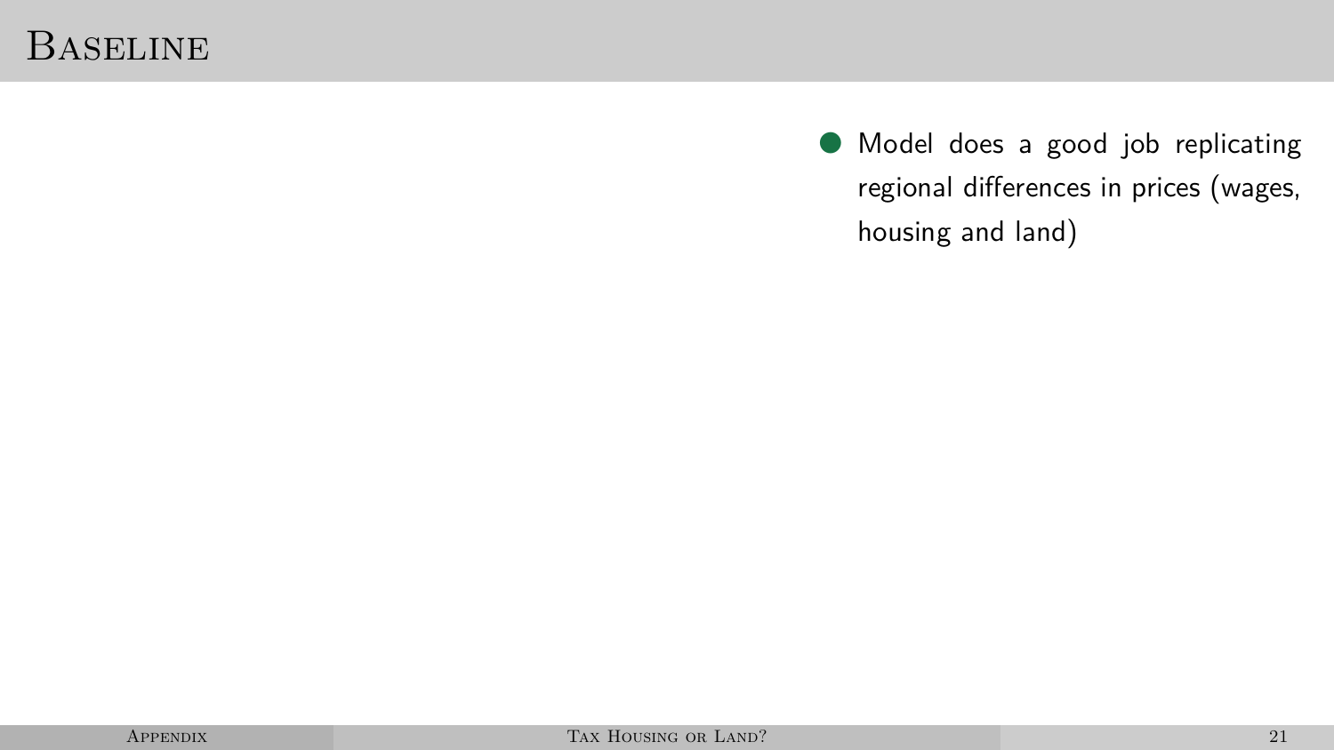# Baseline

- Model does a good job replicating regional differences in prices (wages, housing and land)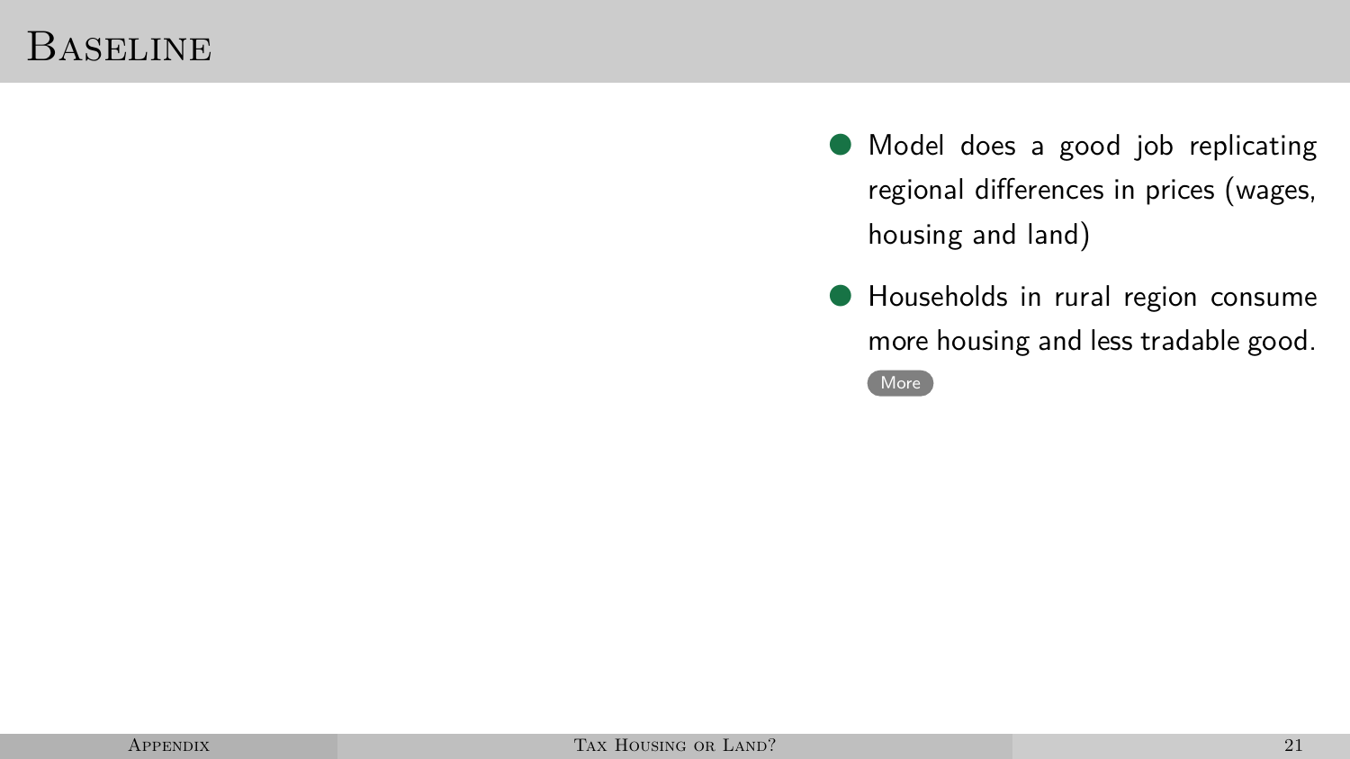# Baseline

- Model does a good job replicating regional differences in prices (wages, housing and land)
- Households in rural region consume more housing and less tradable good.

More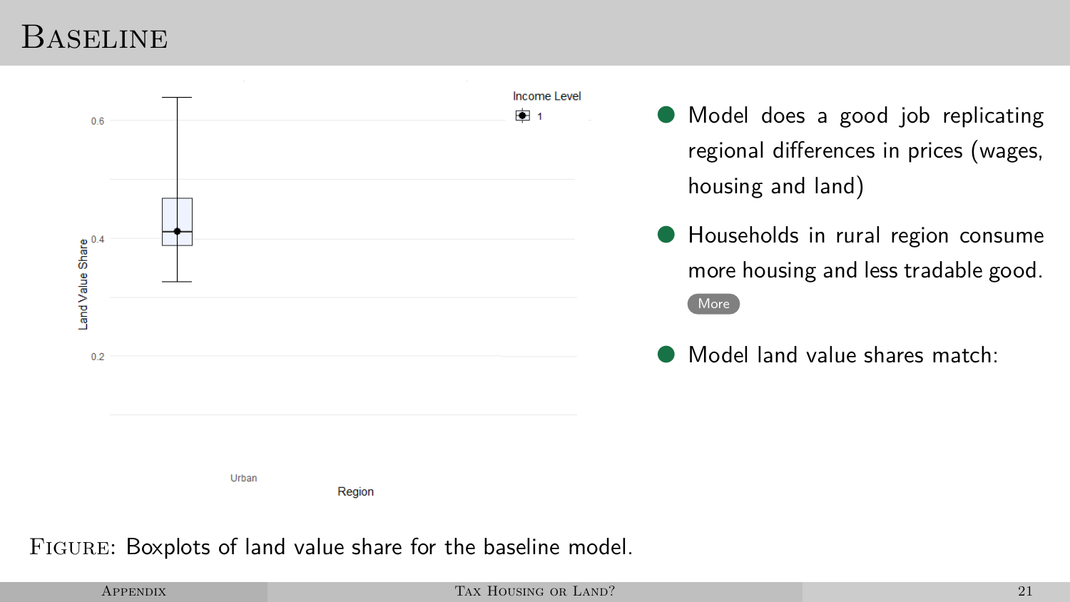# Baseline

- Model does a good job replicating regional differences in prices (wages, housing and land)
- Households in rural region consume more housing and less tradable good. More
- Model land value shares match:

Figure: Boxplots of land value share for the baseline model.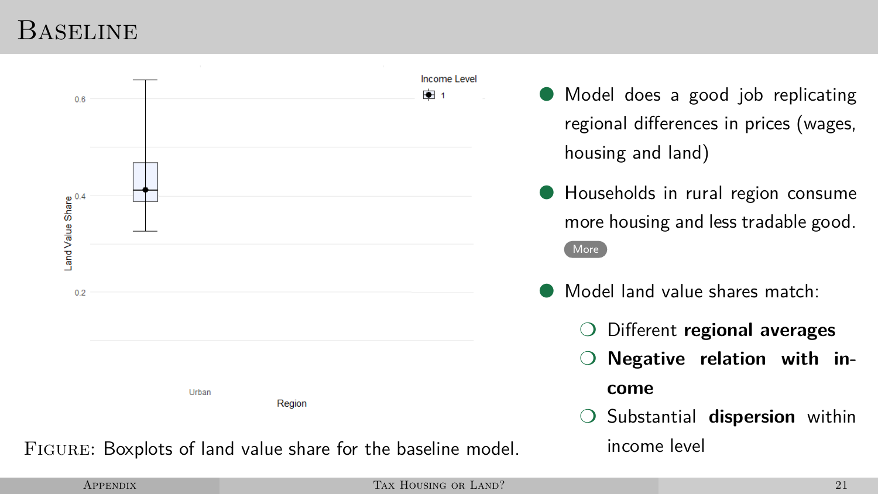# Baseline

FIGURE: Boxplots of land value share for the baseline model.

- Model does a good job replicating regional differences in prices (wages, housing and land)
- Households in rural region consume more housing and less tradable good. More
- Model land value shares match:
  - Different **regional averages**
  - **Negative relation with income**
  - Substantial **dispersion** within income level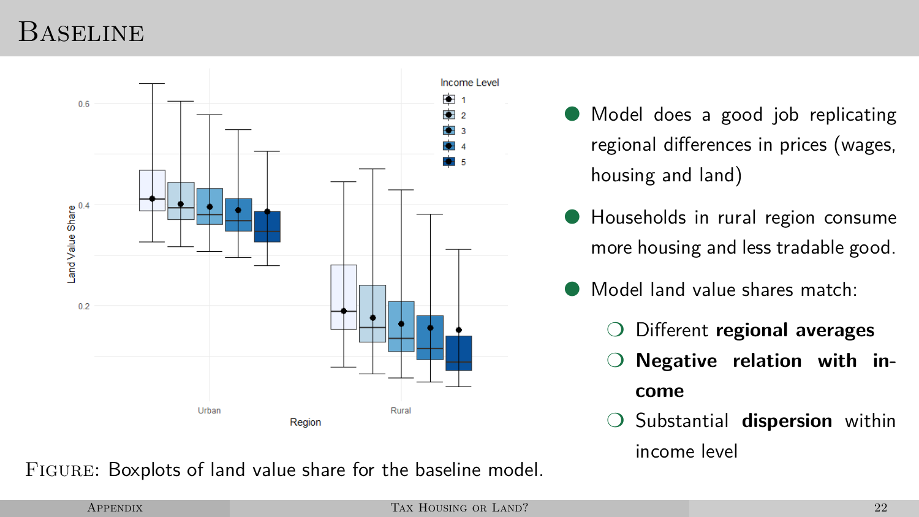# Baseline

Figure: Boxplots of land value share for the baseline model.

- Model does a good job replicating regional differences in prices (wages, housing and land)
- Households in rural region consume more housing and less tradable good.
- Model land value shares match:
  - Different **regional averages**
  - **Negative relation with income**
  - Substantial **dispersion** within income level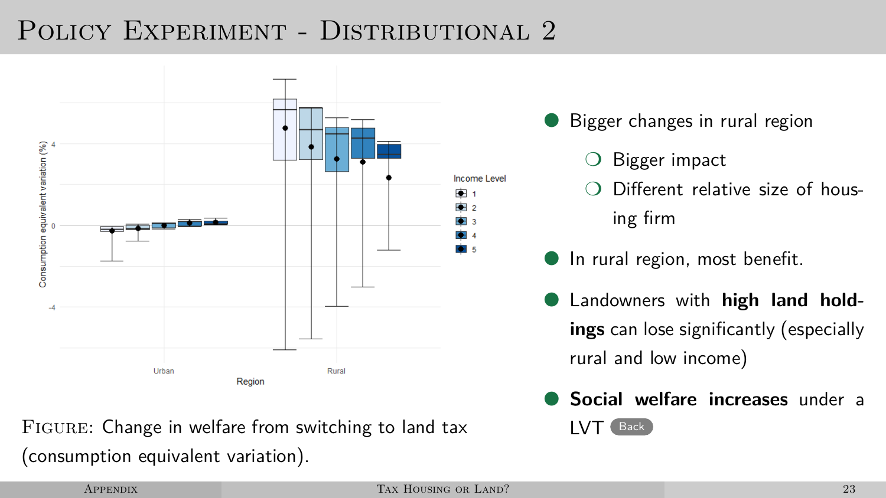# Policy Experiment - Distributional 2

Consumption equivalent variation (%)

4

0

-4

Urban

Rural

Region

Income Level

1

2

3

4

5

Figure: Change in welfare from switching to land tax (consumption equivalent variation).

- Bigger changes in rural region
  - Bigger impact
  - Different relative size of housing firm
- In rural region, most benefit.
- Landowners with **high land holdings** can lose significantly (especially rural and low income)
- **Social welfare increases** under a LVT

Back